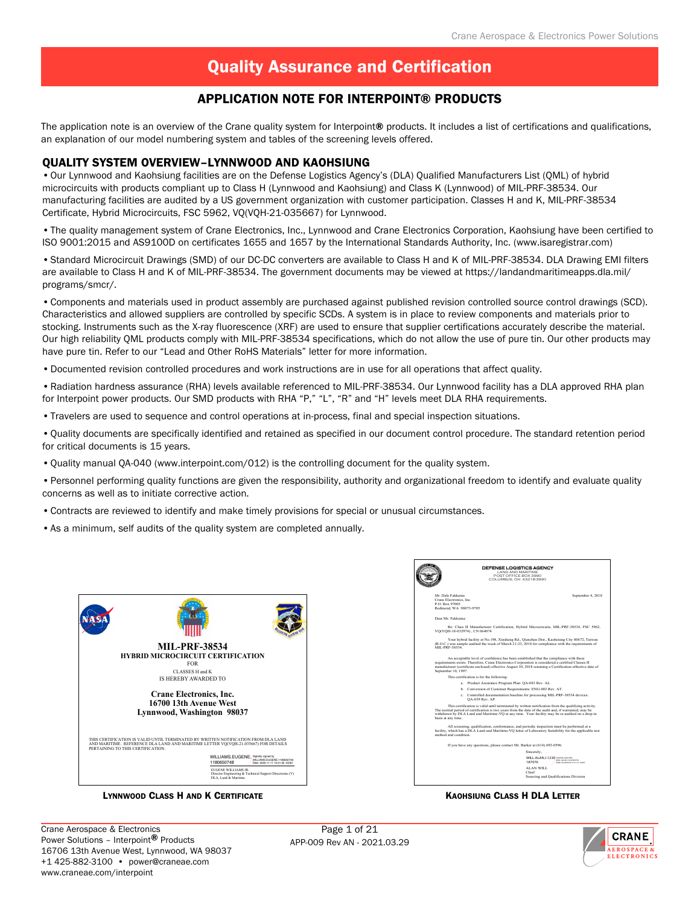# Quality Assurance and Certification

## APPLICATION NOTE FOR INTERPOINT® PRODUCTS

The application note is an overview of the Crane quality system for Interpoint® products. It includes a list of certifications and qualifications, an explanation of our model numbering system and tables of the screening levels offered.

### QUALITY SYSTEM OVERVIEW–LYNNWOOD AND KAOHSIUNG

- Our Lynnwood and Kaohsiung facilities are on the Defense Logistics Agency's (DLA) Qualified Manufacturers List (QML) of hybrid microcircuits with products compliant up to Class H (Lynnwood and Kaohsiung) and Class K (Lynnwood) of MIL-PRF-38534. Our manufacturing facilities are audited by a US government organization with customer participation. Classes H and K, MIL-PRF-38534 Certificate, Hybrid Microcircuits, FSC 5962, VQ(VQH-21-035667) for Lynnwood.
- The quality management system of Crane Electronics, Inc., Lynnwood and Crane Electronics Corporation, Kaohsiung have been certified to ISO 9001:2015 and AS9100D on certificates 1655 and 1657 by the International Standards Authority, Inc. (www.isaregistrar.com)
- Standard Microcircuit Drawings (SMD) of our DC-DC converters are available to Class H and K of MIL-PRF-38534. DLA Drawing EMI filters are available to Class H and K of MIL-PRF-38534. The government documents may be viewed at https://landandmaritimeapps.dla.mil/programs/smcr/.
- Components and materials used in product assembly are purchased against published revision controlled source control drawings (SCD). Characteristics and allowed suppliers are controlled by specific SCDs. A system is in place to review components and materials prior to stocking. Instruments such as the X-ray fluorescence (XRF) are used to ensure that supplier certifications accurately describe the material. Our high reliability QML products comply with MIL-PRF-38534 specifications, which do not allow the use of pure tin. Our other products may have pure tin. Refer to our "Lead and Other RoHS Materials" letter for more information.
- Documented revision controlled procedures and work instructions are in use for all operations that affect quality.
- Radiation hardness assurance (RHA) levels available referenced to MIL-PRF-38534. Our Lynnwood facility has a DLA approved RHA plan for Interpoint power products. Our SMD products with RHA "P," "L", "R" and "H" levels meet DLA RHA requirements.
- Travelers are used to sequence and control operations at in-process, final and special inspection situations.
- Quality documents are specifically identified and retained as specified in our document control procedure. The standard retention period for critical documents is 15 years.
- Quality manual QA-040 (www.interpoint.com/012) is the controlling document for the quality system.
- Personnel performing quality functions are given the responsibility, authority and organizational freedom to identify and evaluate quality concerns as well as to initiate corrective action.
- Contracts are reviewed to identify and make timely provisions for special or unusual circumstances.
- As a minimum, self audits of the quality system are completed annually.

**MIL-PRF-38534**
**HYBRID MICROCIRCUIT CERTIFICATION**
FOR
CLASSES H and K
IS HEREBY AWARDED TO

**Crane Electronics, Inc.**
**16700 13th Avenue West**
**Lynnwood, Washington 98037**

THIS CERTIFICATION IS VALID UNTIL TERMINATED BY WRITTEN NOTIFICATION FROM DLA LAND AND MARITIME. REFERENCE DLA LAND AND MARITIME LETTER VQ(VQH-21-035667) FOR DETAILS PERTAINING TO THIS CERTIFICATION.

WILLIAMS.EUGENE.1180650748
EUGENE WILLIAMS JR.
Director Engineering & Technical Support Directorate (V)
DLA, Land & Maritime

**LYNNWOOD CLASS H AND K CERTIFICATE**

**DEFENSE LOGISTICS AGENCY**
LAND AND MARITIME
POST OFFICE BOX 3990
COLUMBUS, OH 43218-3990

Mr. Dale Fakkema
Crane Electronics, Inc.
P.O. Box 97005
Redmond, WA 98073-9705

September 4, 2018

Dear Mr. Fakkema:

Re: Class H Manufacturer Certification, Hybrid Microcircuits, MIL-PRF-38534, FSC 5962, VQ(VQH-18-032974), CN 064074

Your hybrid facility at No.198, Xinsheng Rd., Qianzhen Dist., Kaohsiung City 80672, Taiwan (R.O.C.) was sample audited the week of March 21-23, 2018 for compliance with the requirements of MIL-PRF-38534.

An acceptable level of confidence has been established that the compliance with these requirements exists. Therefore, Crane Electronics Corporation is considered a certified Classes H manufacturer (certificate enclosed) effective August 30, 2018 retaining a Certification effective date of September 10, 1997.

This certification is for the following:

a. Product Assurance Program Plan: QA-083 Rev. AL.
b. Conversion of Customer Requirements: ENG-002 Rev. AT.
c. Controlled documentation baseline for processing MIL-PRF-38534 devices: QA-039 Rev. AP.

This certification is valid until terminated by written notification from the qualifying activity. The normal period of certification is two years from the date of the audit and, if warranted, may be withdrawn by DLA Land and Maritime-VQ at any time. Your facility may be re-audited on a drop-in basis at any time.

All screening, qualification, conformance, and periodic inspection must be performed at a facility, which has a DLA Land and Maritime-VQ letter of Laboratory Suitability for the applicable test method and condition.

If you have any questions, please contact Mr. Barker at (614) 692-0596.

Sincerely,

WILL.ALAN.J.1230187076
ALAN WILL
Chief
Sourcing and Qualifications Division

**KAOHSIUNG CLASS H DLA LETTER**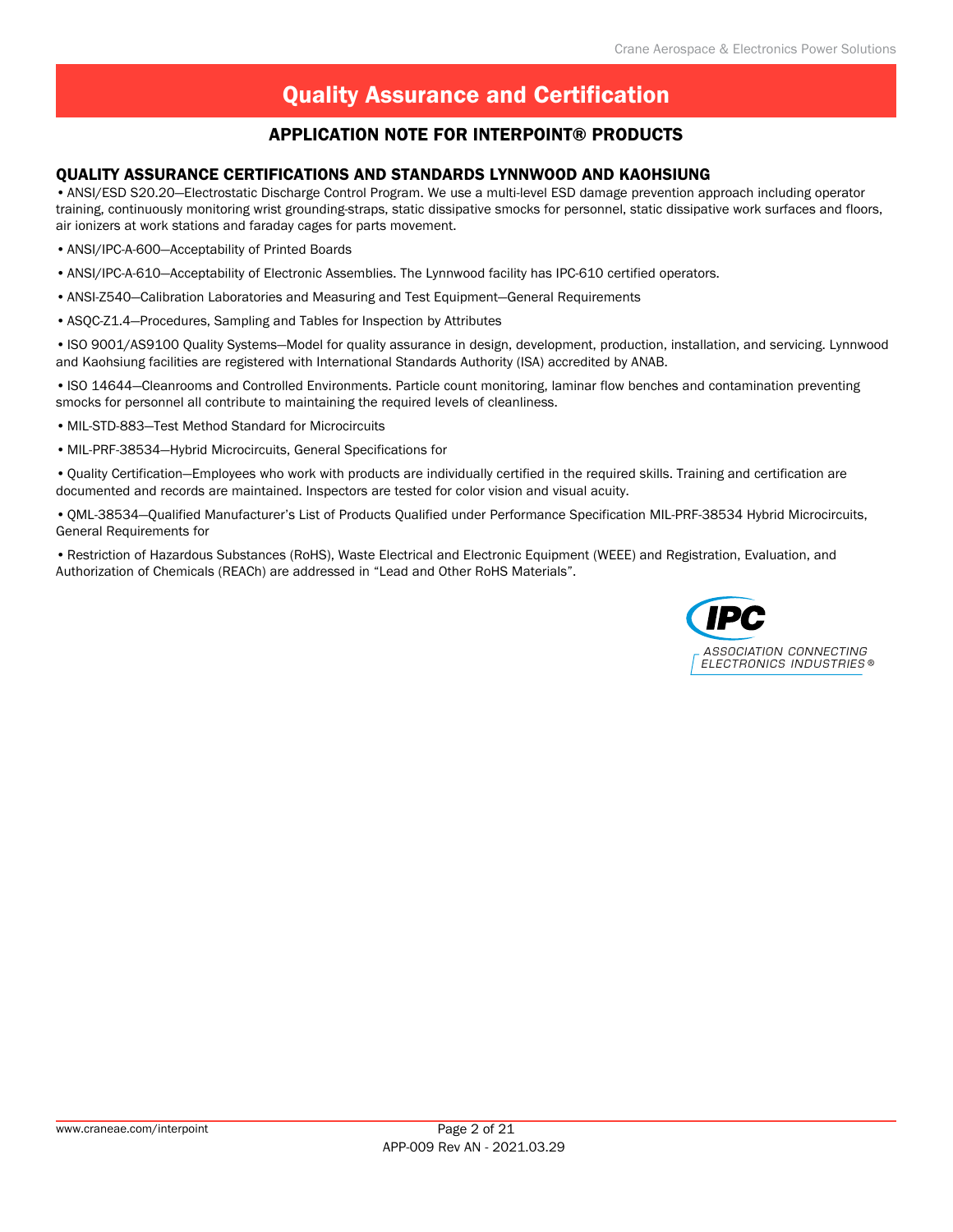# Quality Assurance and Certification

## APPLICATION NOTE FOR INTERPOINT® PRODUCTS

### QUALITY ASSURANCE CERTIFICATIONS AND STANDARDS LYNNWOOD AND KAOHSIUNG

• ANSI/ESD S20.20—Electrostatic Discharge Control Program. We use a multi-level ESD damage prevention approach including operator training, continuously monitoring wrist grounding-straps, static dissipative smocks for personnel, static dissipative work surfaces and floors, air ionizers at work stations and faraday cages for parts movement.

• ANSI/IPC-A-600—Acceptability of Printed Boards

• ANSI/IPC-A-610—Acceptability of Electronic Assemblies. The Lynnwood facility has IPC-610 certified operators.

• ANSI-Z540—Calibration Laboratories and Measuring and Test Equipment—General Requirements

• ASQC-Z1.4—Procedures, Sampling and Tables for Inspection by Attributes

• ISO 9001/AS9100 Quality Systems—Model for quality assurance in design, development, production, installation, and servicing. Lynnwood and Kaohsiung facilities are registered with International Standards Authority (ISA) accredited by ANAB.

• ISO 14644—Cleanrooms and Controlled Environments. Particle count monitoring, laminar flow benches and contamination preventing smocks for personnel all contribute to maintaining the required levels of cleanliness.

• MIL-STD-883—Test Method Standard for Microcircuits

• MIL-PRF-38534—Hybrid Microcircuits, General Specifications for

• Quality Certification—Employees who work with products are individually certified in the required skills. Training and certification are documented and records are maintained. Inspectors are tested for color vision and visual acuity.

• QML-38534—Qualified Manufacturer's List of Products Qualified under Performance Specification MIL-PRF-38534 Hybrid Microcircuits, General Requirements for

• Restriction of Hazardous Substances (RoHS), Waste Electrical and Electronic Equipment (WEEE) and Registration, Evaluation, and Authorization of Chemicals (REACh) are addressed in "Lead and Other RoHS Materials".

IPC
ASSOCIATION CONNECTING ELECTRONICS INDUSTRIES®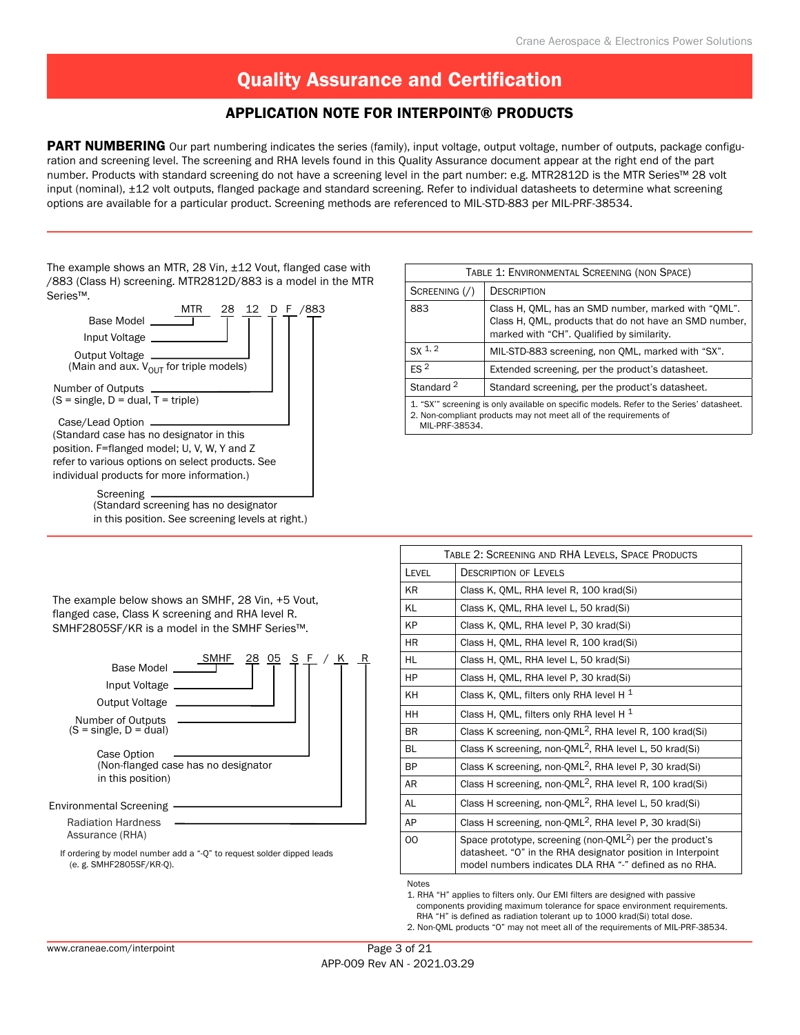# Quality Assurance and Certification

## APPLICATION NOTE FOR INTERPOINT® PRODUCTS

**PART NUMBERING** Our part numbering indicates the series (family), input voltage, output voltage, number of outputs, package configuration and screening level. The screening and RHA levels found in this Quality Assurance document appear at the right end of the part number. Products with standard screening do not have a screening level in the part number: e.g. MTR2812D is the MTR Series™ 28 volt input (nominal), ±12 volt outputs, flanged package and standard screening. Refer to individual datasheets to determine what screening options are available for a particular product. Screening methods are referenced to MIL-STD-883 per MIL-PRF-38534.

The example shows an MTR, 28 Vin, ±12 Vout, flanged case with /883 (Class H) screening. MTR2812D/883 is a model in the MTR Series™.

MTR 28 12 D F /883

- Base Model — MTR
- Input Voltage — 28
- Output Voltage (Main and aux. $V_{OUT}$ for triple models) — 12
- Number of Outputs (S = single, D = dual, T = triple) — D
- Case/Lead Option (Standard case has no designator in this position. F=flanged model; U, V, W, Y and Z refer to various options on select products. See individual products for more information.) — F
- Screening (Standard screening has no designator in this position. See screening levels at right.) — /883

| TABLE 1: ENVIRONMENTAL SCREENING (NON SPACE) | |
|---|---|
| SCREENING (/) | DESCRIPTION |
| 883 | Class H, QML, has an SMD number, marked with “QML”. Class H, QML, products that do not have an SMD number, marked with “CH”. Qualified by similarity. |
| SX [1, 2] | MIL-STD-883 screening, non QML, marked with “SX”. |
| ES [2] | Extended screening, per the product’s datasheet. |
| Standard [2] | Standard screening, per the product’s datasheet. |

1. “SX’” screening is only available on specific models. Refer to the Series’ datasheet.
2. Non-compliant products may not meet all of the requirements of MIL-PRF-38534.

The example below shows an SMHF, 28 Vin, +5 Vout, flanged case, Class K screening and RHA level R. SMHF2805SF/KR is a model in the SMHF Series™.

SMHF 28 05 S F / K R

- Base Model — SMHF
- Input Voltage — 28
- Output Voltage — 05
- Number of Outputs (S = single, D = dual) — S
- Case Option (Non-flanged case has no designator in this position) — F
- Environmental Screening — K
- Radiation Hardness Assurance (RHA) — R

If ordering by model number add a “-Q” to request solder dipped leads (e. g. SMHF2805SF/KR-Q).

| TABLE 2: SCREENING AND RHA LEVELS, SPACE PRODUCTS | |
|---|---|
| LEVEL | DESCRIPTION OF LEVELS |
| KR | Class K, QML, RHA level R, 100 krad(Si) |
| KL | Class K, QML, RHA level L, 50 krad(Si) |
| KP | Class K, QML, RHA level P, 30 krad(Si) |
| HR | Class H, QML, RHA level R, 100 krad(Si) |
| HL | Class H, QML, RHA level L, 50 krad(Si) |
| HP | Class H, QML, RHA level P, 30 krad(Si) |
| KH | Class K, QML, filters only RHA level H [1] |
| HH | Class H, QML, filters only RHA level H [1] |
| BR | Class K screening, non-QML[2], RHA level R, 100 krad(Si) |
| BL | Class K screening, non-QML[2], RHA level L, 50 krad(Si) |
| BP | Class K screening, non-QML[2], RHA level P, 30 krad(Si) |
| AR | Class H screening, non-QML[2], RHA level R, 100 krad(Si) |
| AL | Class H screening, non-QML[2], RHA level L, 50 krad(Si) |
| AP | Class H screening, non-QML[2], RHA level P, 30 krad(Si) |
| OO | Space prototype, screening (non-QML[2]) per the product’s datasheet. “O” in the RHA designator position in Interpoint model numbers indicates DLA RHA “-” defined as no RHA. |

Notes

1. RHA “H” applies to filters only. Our EMI filters are designed with passive components providing maximum tolerance for space environment requirements. RHA “H” is defined as radiation tolerant up to 1000 krad(Si) total dose.
2. Non-QML products “O” may not meet all of the requirements of MIL-PRF-38534.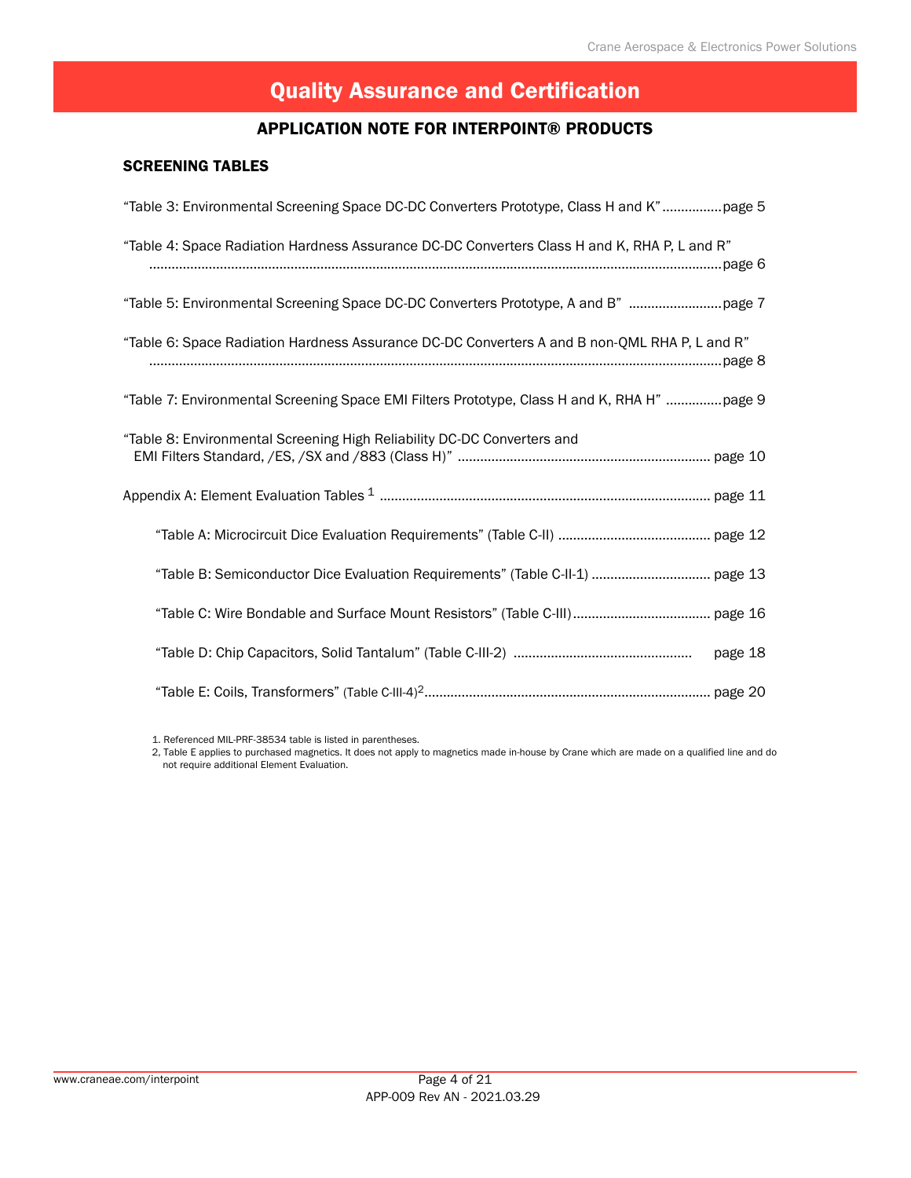# Quality Assurance and Certification

## APPLICATION NOTE FOR INTERPOINT® PRODUCTS

### SCREENING TABLES

"Table 3: Environmental Screening Space DC-DC Converters Prototype, Class H and K" ................page 5

"Table 4: Space Radiation Hardness Assurance DC-DC Converters Class H and K, RHA P, L and R" ........................................................................................................................................page 6

"Table 5: Environmental Screening Space DC-DC Converters Prototype, A and B" .........................page 7

"Table 6: Space Radiation Hardness Assurance DC-DC Converters A and B non-QML RHA P, L and R" ........................................................................................................................................page 8

"Table 7: Environmental Screening Space EMI Filters Prototype, Class H and K, RHA H" ...............page 9

"Table 8: Environmental Screening High Reliability DC-DC Converters and EMI Filters Standard, /ES, /SX and /883 (Class H)" .................................................................... page 10

Appendix A: Element Evaluation Tables [1] ......................................................................................... page 11

- "Table A: Microcircuit Dice Evaluation Requirements" (Table C-II) ......................................... page 12
- "Table B: Semiconductor Dice Evaluation Requirements" (Table C-II-1) ................................ page 13
- "Table C: Wire Bondable and Surface Mount Resistors" (Table C-III)..................................... page 16
- "Table D: Chip Capacitors, Solid Tantalum" (Table C-III-2) ................................................ page 18
- "Table E: Coils, Transformers" (Table C-III-4)[2]............................................................................ page 20

1. Referenced MIL-PRF-38534 table is listed in parentheses.
2. Table E applies to purchased magnetics. It does not apply to magnetics made in-house by Crane which are made on a qualified line and do not require additional Element Evaluation.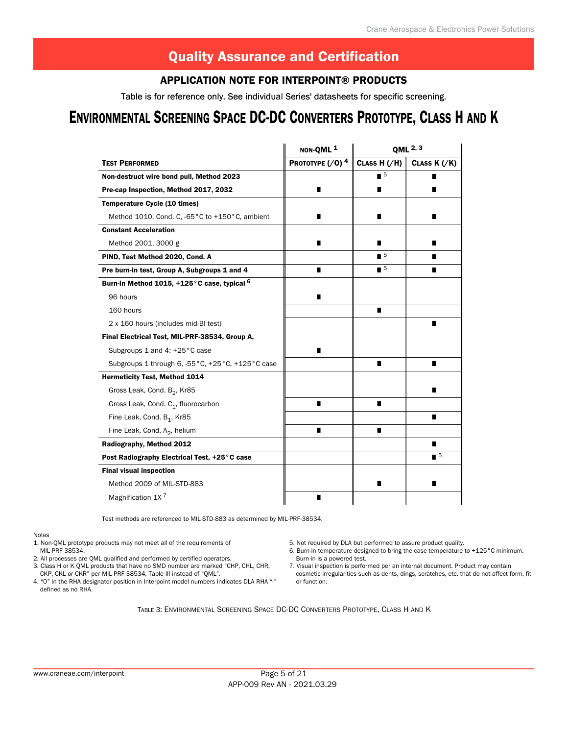# Quality Assurance and Certification

## APPLICATION NOTE FOR INTERPOINT® PRODUCTS

Table is for reference only. See individual Series' datasheets for specific screening.

# ENVIRONMENTAL SCREENING SPACE DC-DC CONVERTERS PROTOTYPE, CLASS H AND K

| | NON-QML [1] | QML [2, 3] | |
|---|---|---|---|
| **TEST PERFORMED** | PROTOTYPE (/O) [4] | CLASS H (/H) | CLASS K (/K) |
| **Non-destruct wire bond pull, Method 2023** | | ■ [5] | ■ |
| **Pre-cap Inspection, Method 2017, 2032** | ■ | ■ | ■ |
| **Temperature Cycle (10 times)** | | | |
| Method 1010, Cond. C, -65°C to +150°C, ambient | ■ | ■ | ■ |
| **Constant Acceleration** | | | |
| Method 2001, 3000 g | ■ | ■ | ■ |
| **PIND, Test Method 2020, Cond. A** | | ■ [5] | ■ |
| **Pre burn-in test, Group A, Subgroups 1 and 4** | ■ | ■ [5] | ■ |
| **Burn-in Method 1015, +125°C case, typical [6]** | | | |
| 96 hours | ■ | | |
| 160 hours | | ■ | |
| 2 x 160 hours (includes mid-BI test) | | | ■ |
| **Final Electrical Test, MIL-PRF-38534, Group A,** | | | |
| Subgroups 1 and 4: +25°C case | ■ | | |
| Subgroups 1 through 6, -55°C, +25°C, +125°C case | | ■ | ■ |
| **Hermeticity Test, Method 1014** | | | |
| Gross Leak, Cond. $B_2$, Kr85 | | | ■ |
| Gross Leak, Cond. $C_1$, fluorocarbon | ■ | ■ | |
| Fine Leak, Cond. $B_1$, Kr85 | | | ■ |
| Fine Leak, Cond. $A_2$, helium | ■ | ■ | |
| **Radiography, Method 2012** | | | ■ |
| **Post Radiography Electrical Test, +25°C case** | | | ■ [5] |
| **Final visual inspection** | | | |
| Method 2009 of MIL-STD-883 | | ■ | ■ |
| Magnification 1X [7] | ■ | | |

Test methods are referenced to MIL-STD-883 as determined by MIL-PRF-38534.

Notes

1. Non-QML prototype products may not meet all of the requirements of MIL-PRF-38534.
2. All processes are QML qualified and performed by certified operators.
3. Class H or K QML products that have no SMD number are marked "CHP, CHL, CHR, CKP, CKL or CKR" per MIL-PRF-38534, Table III instead of "QML".
4. "O" in the RHA designator position in Interpoint model numbers indicates DLA RHA "-" defined as no RHA.
5. Not required by DLA but performed to assure product quality.
6. Burn-in temperature designed to bring the case temperature to +125°C minimum. Burn-in is a powered test.
7. Visual inspection is performed per an internal document. Product may contain cosmetic irregularities such as dents, dings, scratches, etc. that do not affect form, fit or function.

TABLE 3: ENVIRONMENTAL SCREENING SPACE DC-DC CONVERTERS PROTOTYPE, CLASS H AND K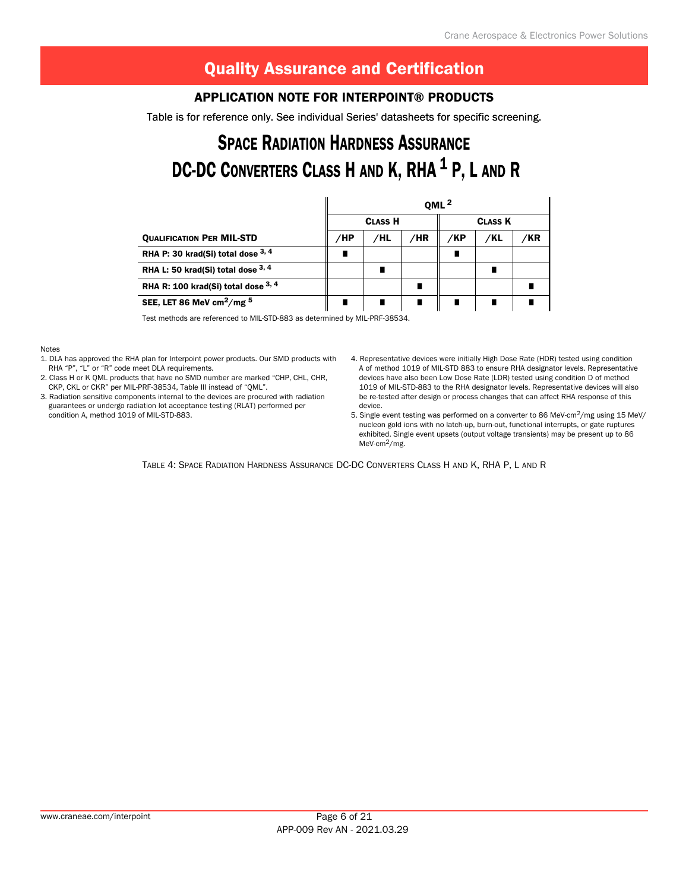# Quality Assurance and Certification

## APPLICATION NOTE FOR INTERPOINT® PRODUCTS

Table is for reference only. See individual Series' datasheets for specific screening.

## SPACE RADIATION HARDNESS ASSURANCE DC-DC CONVERTERS CLASS H AND K, RHA [1] P, L AND R

| | QML [2] | | | | | |
|---|---|---|---|---|---|---|
| | **Class H** | | | **Class K** | | |
| **Qualification Per MIL-STD** | **/HP** | **/HL** | **/HR** | **/KP** | **/KL** | **/KR** |
| **RHA P: 30 krad(Si) total dose [3, 4]** | ■ | | | ■ | | |
| **RHA L: 50 krad(Si) total dose [3, 4]** | | ■ | | | ■ | |
| **RHA R: 100 krad(Si) total dose [3, 4]** | | | ■ | | | ■ |
| **SEE, LET 86 MeV cm$^2$/mg [5]** | ■ | ■ | ■ | ■ | ■ | ■ |

Test methods are referenced to MIL-STD-883 as determined by MIL-PRF-38534.

Notes

1. DLA has approved the RHA plan for Interpoint power products. Our SMD products with RHA “P”, “L” or “R” code meet DLA requirements.
2. Class H or K QML products that have no SMD number are marked “CHP, CHL, CHR, CKP, CKL or CKR” per MIL-PRF-38534, Table III instead of “QML”.
3. Radiation sensitive components internal to the devices are procured with radiation guarantees or undergo radiation lot acceptance testing (RLAT) performed per condition A, method 1019 of MIL-STD-883.
4. Representative devices were initially High Dose Rate (HDR) tested using condition A of method 1019 of MIL-STD 883 to ensure RHA designator levels. Representative devices have also been Low Dose Rate (LDR) tested using condition D of method 1019 of MIL-STD-883 to the RHA designator levels. Representative devices will also be re-tested after design or process changes that can affect RHA response of this device.
5. Single event testing was performed on a converter to 86 MeV-cm$^2$/mg using 15 MeV/nucleon gold ions with no latch-up, burn-out, functional interrupts, or gate ruptures exhibited. Single event upsets (output voltage transients) may be present up to 86 MeV-cm$^2$/mg.

TABLE 4: SPACE RADIATION HARDNESS ASSURANCE DC-DC CONVERTERS CLASS H AND K, RHA P, L AND R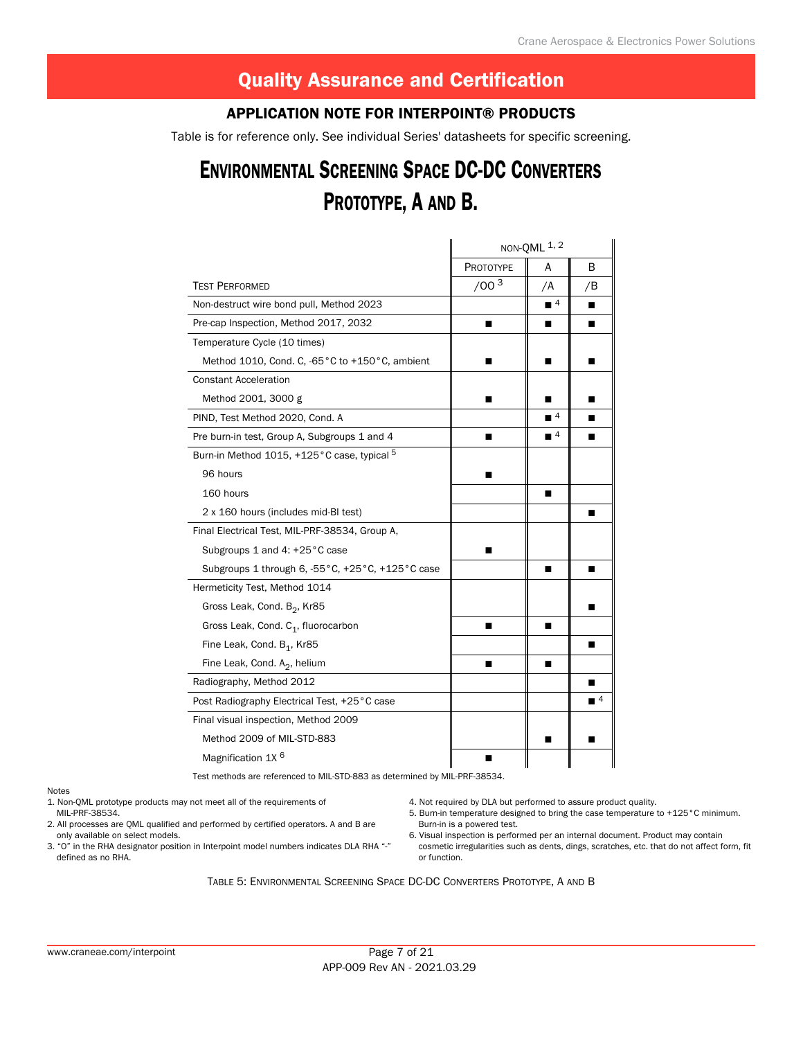# Quality Assurance and Certification

## APPLICATION NOTE FOR INTERPOINT® PRODUCTS

Table is for reference only. See individual Series' datasheets for specific screening.

## ENVIRONMENTAL SCREENING SPACE DC-DC CONVERTERS PROTOTYPE, A AND B.

| | NON-QML [1, 2] | | |
|---|---|---|---|
| | PROTOTYPE | A | B |
| TEST PERFORMED | /OO [3] | /A | /B |
| Non-destruct wire bond pull, Method 2023 | | ■ [4] | ■ |
| Pre-cap Inspection, Method 2017, 2032 | ■ | ■ | ■ |
| Temperature Cycle (10 times) | | | |
| Method 1010, Cond. C, -65°C to +150°C, ambient | ■ | ■ | ■ |
| Constant Acceleration | | | |
| Method 2001, 3000 g | ■ | ■ | ■ |
| PIND, Test Method 2020, Cond. A | | ■ [4] | ■ |
| Pre burn-in test, Group A, Subgroups 1 and 4 | ■ | ■ [4] | ■ |
| Burn-in Method 1015, +125°C case, typical [5] | | | |
| 96 hours | ■ | | |
| 160 hours | | ■ | |
| 2 x 160 hours (includes mid-BI test) | | | ■ |
| Final Electrical Test, MIL-PRF-38534, Group A, | | | |
| Subgroups 1 and 4: +25°C case | ■ | | |
| Subgroups 1 through 6, -55°C, +25°C, +125°C case | | ■ | ■ |
| Hermeticity Test, Method 1014 | | | |
| Gross Leak, Cond. $B_2$, Kr85 | | | ■ |
| Gross Leak, Cond. $C_1$, fluorocarbon | ■ | ■ | |
| Fine Leak, Cond. $B_1$, Kr85 | | | ■ |
| Fine Leak, Cond. $A_2$, helium | ■ | ■ | |
| Radiography, Method 2012 | | | ■ |
| Post Radiography Electrical Test, +25°C case | | | ■ [4] |
| Final visual inspection, Method 2009 | | | |
| Method 2009 of MIL-STD-883 | | ■ | ■ |
| Magnification 1X [6] | ■ | | |

Test methods are referenced to MIL-STD-883 as determined by MIL-PRF-38534.

Notes

1. Non-QML prototype products may not meet all of the requirements of MIL-PRF-38534.
2. All processes are QML qualified and performed by certified operators. A and B are only available on select models.
3. "O" in the RHA designator position in Interpoint model numbers indicates DLA RHA "-" defined as no RHA.
4. Not required by DLA but performed to assure product quality.
5. Burn-in temperature designed to bring the case temperature to +125°C minimum. Burn-in is a powered test.
6. Visual inspection is performed per an internal document. Product may contain cosmetic irregularities such as dents, dings, scratches, etc. that do not affect form, fit or function.

TABLE 5: ENVIRONMENTAL SCREENING SPACE DC-DC CONVERTERS PROTOTYPE, A AND B

APP-009 Rev AN - 2021.03.29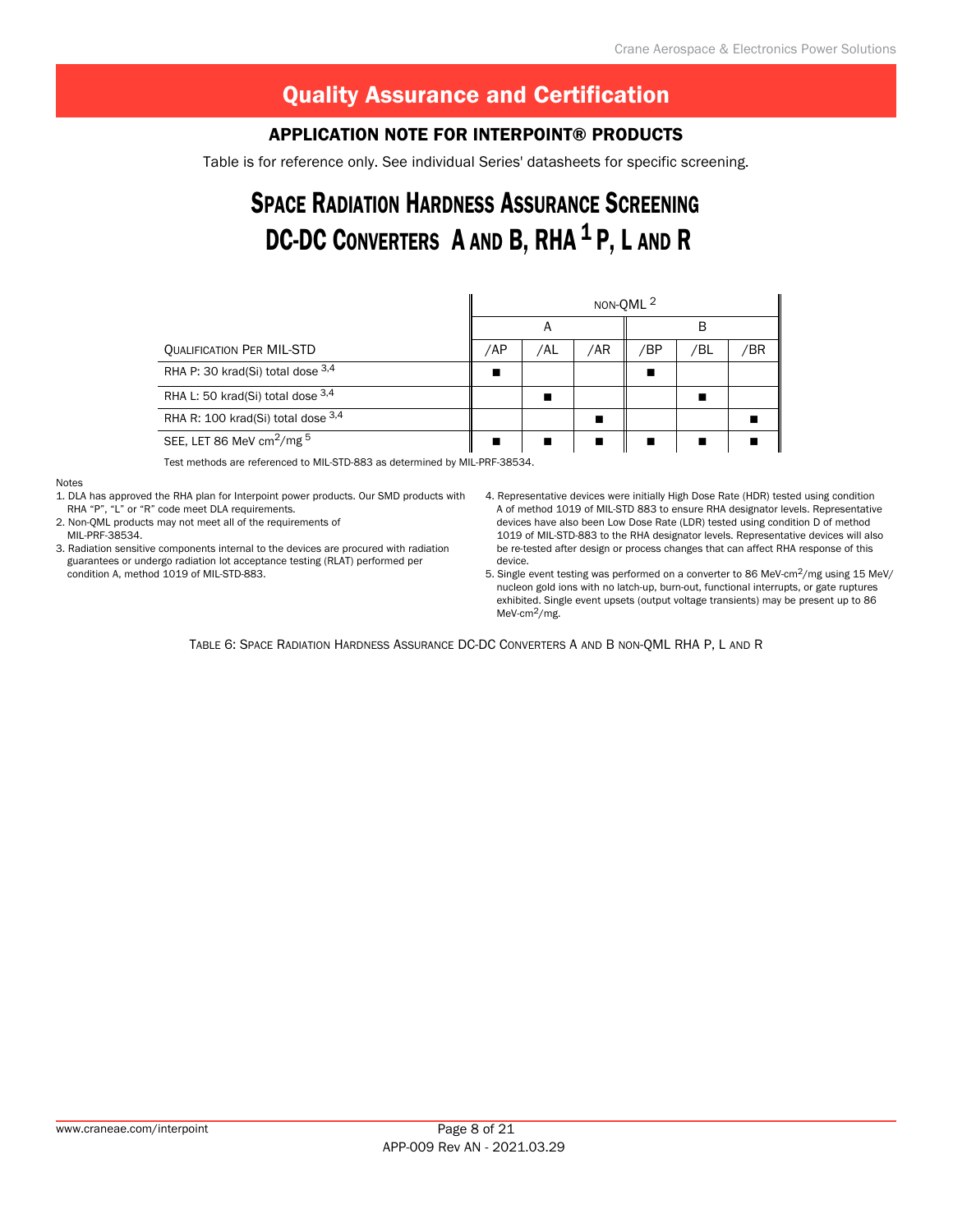## Quality Assurance and Certification

### APPLICATION NOTE FOR INTERPOINT® PRODUCTS

Table is for reference only. See individual Series' datasheets for specific screening.

# SPACE RADIATION HARDNESS ASSURANCE SCREENING DC-DC CONVERTERS A AND B, RHA [1] P, L AND R

| | NON-QML [2] | | | | | |
|---|---|---|---|---|---|---|
| | A | | | B | | |
| QUALIFICATION PER MIL-STD | /AP | /AL | /AR | /BP | /BL | /BR |
| RHA P: 30 krad(Si) total dose [3,4] | ■ | | | ■ | | |
| RHA L: 50 krad(Si) total dose [3,4] | | ■ | | | ■ | |
| RHA R: 100 krad(Si) total dose [3,4] | | | ■ | | | ■ |
| SEE, LET 86 MeV $cm^2$/mg [5] | ■ | ■ | ■ | ■ | ■ | ■ |

Test methods are referenced to MIL-STD-883 as determined by MIL-PRF-38534.

Notes

1. DLA has approved the RHA plan for Interpoint power products. Our SMD products with RHA "P", "L" or "R" code meet DLA requirements.
2. Non-QML products may not meet all of the requirements of MIL-PRF-38534.
3. Radiation sensitive components internal to the devices are procured with radiation guarantees or undergo radiation lot acceptance testing (RLAT) performed per condition A, method 1019 of MIL-STD-883.
4. Representative devices were initially High Dose Rate (HDR) tested using condition A of method 1019 of MIL-STD 883 to ensure RHA designator levels. Representative devices have also been Low Dose Rate (LDR) tested using condition D of method 1019 of MIL-STD-883 to the RHA designator levels. Representative devices will also be re-tested after design or process changes that can affect RHA response of this device.
5. Single event testing was performed on a converter to 86 MeV-$cm^2$/mg using 15 MeV/nucleon gold ions with no latch-up, burn-out, functional interrupts, or gate ruptures exhibited. Single event upsets (output voltage transients) may be present up to 86 MeV-$cm^2$/mg.

TABLE 6: SPACE RADIATION HARDNESS ASSURANCE DC-DC CONVERTERS A AND B NON-QML RHA P, L AND R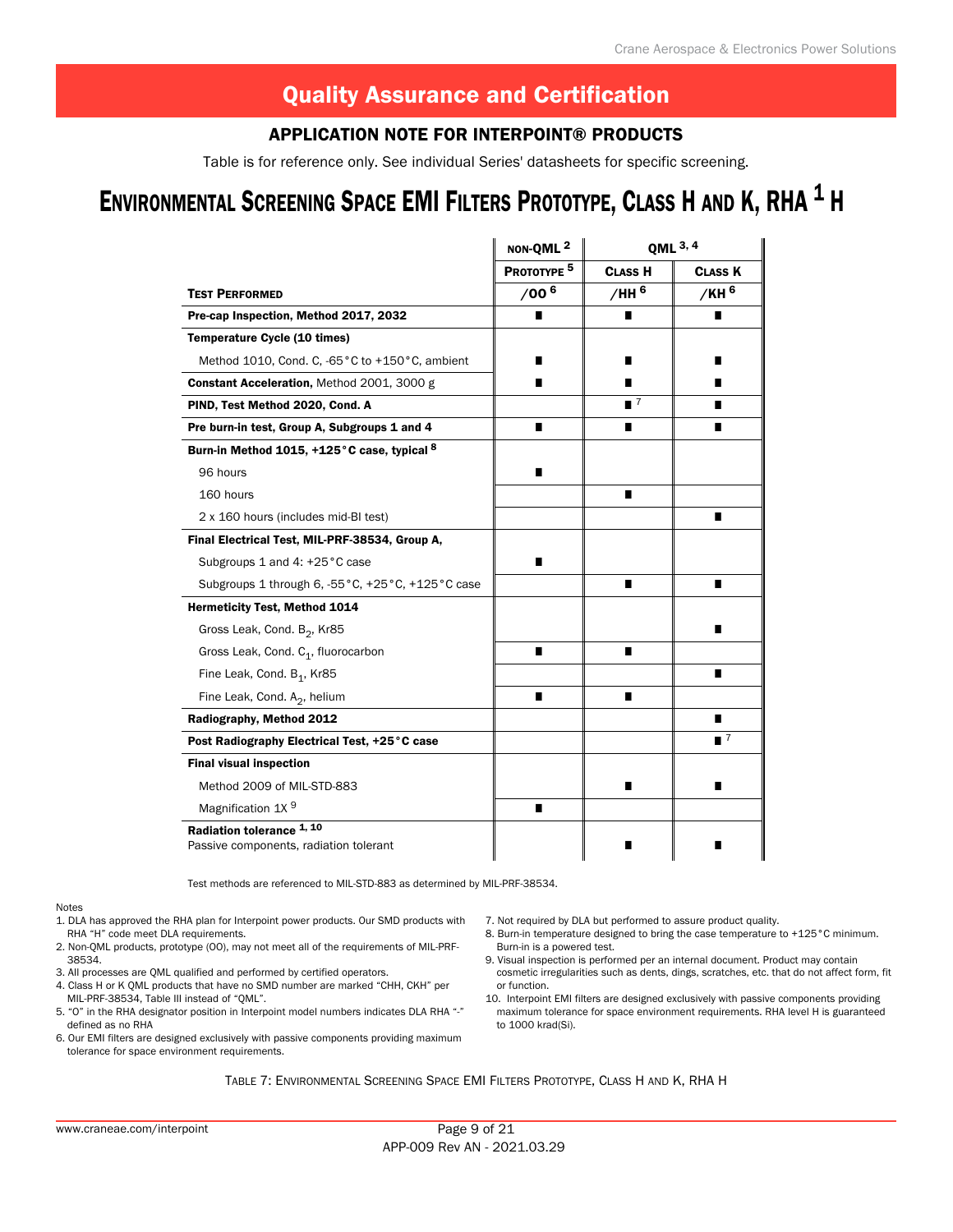# Quality Assurance and Certification

## APPLICATION NOTE FOR INTERPOINT® PRODUCTS

Table is for reference only. See individual Series' datasheets for specific screening.

# Environmental Screening Space EMI Filters Prototype, Class H and K, RHA [1] H

| Test Performed | non-QML [2] | QML [3, 4] | |
|---|---|---|---|
| | Prototype [5] | Class H | Class K |
| | /OO [6] | /HH [6] | /KH [6] |
| **Pre-cap Inspection, Method 2017, 2032** | ■ | ■ | ■ |
| **Temperature Cycle (10 times)** | | | |
| Method 1010, Cond. C, -65°C to +150°C, ambient | ■ | ■ | ■ |
| **Constant Acceleration,** Method 2001, 3000 g | ■ | ■ | ■ |
| **PIND, Test Method 2020, Cond. A** | | ■ [7] | ■ |
| **Pre burn-in test, Group A, Subgroups 1 and 4** | ■ | ■ | ■ |
| **Burn-in Method 1015, +125°C case, typical [8]** | | | |
| 96 hours | ■ | | |
| 160 hours | | ■ | |
| 2 x 160 hours (includes mid-BI test) | | | ■ |
| **Final Electrical Test, MIL-PRF-38534, Group A,** | | | |
| Subgroups 1 and 4: +25°C case | ■ | | |
| Subgroups 1 through 6, -55°C, +25°C, +125°C case | | ■ | ■ |
| **Hermeticity Test, Method 1014** | | | |
| Gross Leak, Cond. $B_2$, Kr85 | | | ■ |
| Gross Leak, Cond. $C_1$, fluorocarbon | ■ | ■ | |
| Fine Leak, Cond. $B_1$, Kr85 | | | ■ |
| Fine Leak, Cond. $A_2$, helium | ■ | ■ | |
| **Radiography, Method 2012** | | | ■ |
| **Post Radiography Electrical Test, +25°C case** | | | ■ [7] |
| **Final visual inspection** | | | |
| Method 2009 of MIL-STD-883 | | ■ | ■ |
| Magnification 1X [9] | ■ | | |
| **Radiation tolerance [1, 10]** Passive components, radiation tolerant | | ■ | ■ |

Test methods are referenced to MIL-STD-883 as determined by MIL-PRF-38534.

Notes

1. DLA has approved the RHA plan for Interpoint power products. Our SMD products with RHA "H" code meet DLA requirements.
2. Non-QML products, prototype (OO), may not meet all of the requirements of MIL-PRF-38534.
3. All processes are QML qualified and performed by certified operators.
4. Class H or K QML products that have no SMD number are marked "CHH, CKH" per MIL-PRF-38534, Table III instead of "QML".
5. "O" in the RHA designator position in Interpoint model numbers indicates DLA RHA "-" defined as no RHA
6. Our EMI filters are designed exclusively with passive components providing maximum tolerance for space environment requirements.
7. Not required by DLA but performed to assure product quality.
8. Burn-in temperature designed to bring the case temperature to +125°C minimum. Burn-in is a powered test.
9. Visual inspection is performed per an internal document. Product may contain cosmetic irregularities such as dents, dings, scratches, etc. that do not affect form, fit or function.
10. Interpoint EMI filters are designed exclusively with passive components providing maximum tolerance for space environment requirements. RHA level H is guaranteed to 1000 krad(Si).

Table 7: Environmental Screening Space EMI Filters Prototype, Class H and K, RHA H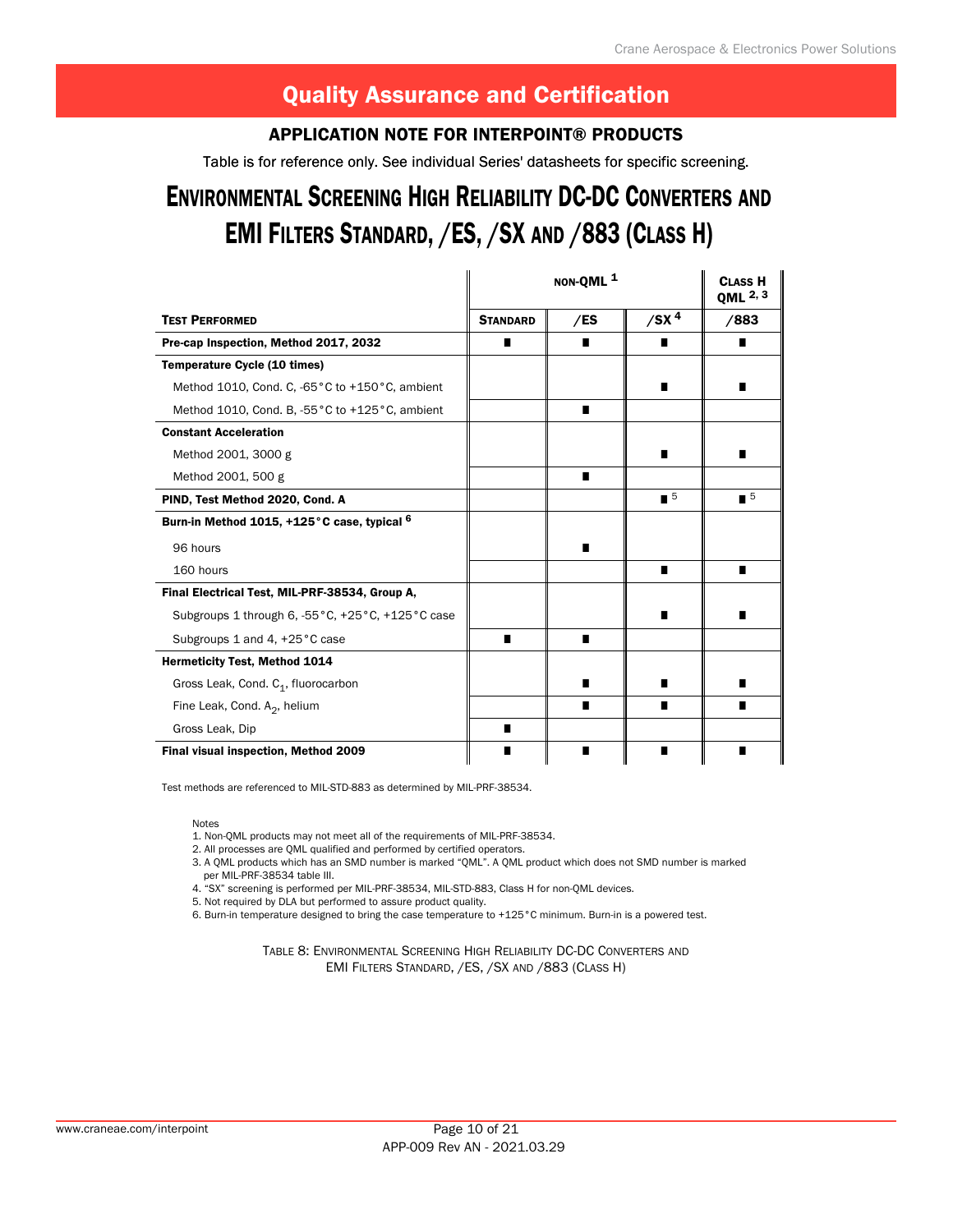# Quality Assurance and Certification

### APPLICATION NOTE FOR INTERPOINT® PRODUCTS

Table is for reference only. See individual Series' datasheets for specific screening.

## Environmental Screening High Reliability DC-DC Converters and EMI Filters Standard, /ES, /SX and /883 (Class H)

| | NON-QML [1] | | | CLASS H QML [2, 3] |
|---|---|---|---|---|
| **TEST PERFORMED** | **STANDARD** | **/ES** | **/SX [4]** | **/883** |
| **Pre-cap Inspection, Method 2017, 2032** | ■ | ■ | ■ | ■ |
| **Temperature Cycle (10 times)** | | | | |
| Method 1010, Cond. C, -65°C to +150°C, ambient | | | ■ | ■ |
| Method 1010, Cond. B, -55°C to +125°C, ambient | | ■ | | |
| **Constant Acceleration** | | | | |
| Method 2001, 3000 g | | | ■ | ■ |
| Method 2001, 500 g | | ■ | | |
| **PIND, Test Method 2020, Cond. A** | | | ■ [5] | ■ [5] |
| **Burn-in Method 1015, +125°C case, typical [6]** | | | | |
| 96 hours | | ■ | | |
| 160 hours | | | ■ | ■ |
| **Final Electrical Test, MIL-PRF-38534, Group A,** | | | | |
| Subgroups 1 through 6, -55°C, +25°C, +125°C case | | | ■ | ■ |
| Subgroups 1 and 4, +25°C case | ■ | ■ | | |
| **Hermeticity Test, Method 1014** | | | | |
| Gross Leak, Cond. $C_1$, fluorocarbon | | ■ | ■ | ■ |
| Fine Leak, Cond. $A_2$, helium | | ■ | ■ | ■ |
| Gross Leak, Dip | ■ | | | |
| **Final visual inspection, Method 2009** | ■ | ■ | ■ | ■ |

Test methods are referenced to MIL-STD-883 as determined by MIL-PRF-38534.

Notes
1. Non-QML products may not meet all of the requirements of MIL-PRF-38534.
2. All processes are QML qualified and performed by certified operators.
3. A QML products which has an SMD number is marked “QML”. A QML product which does not SMD number is marked per MIL-PRF-38534 table III.
4. “SX” screening is performed per MIL-PRF-38534, MIL-STD-883, Class H for non-QML devices.
5. Not required by DLA but performed to assure product quality.
6. Burn-in temperature designed to bring the case temperature to +125°C minimum. Burn-in is a powered test.

Table 8: Environmental Screening High Reliability DC-DC Converters and EMI Filters Standard, /ES, /SX and /883 (Class H)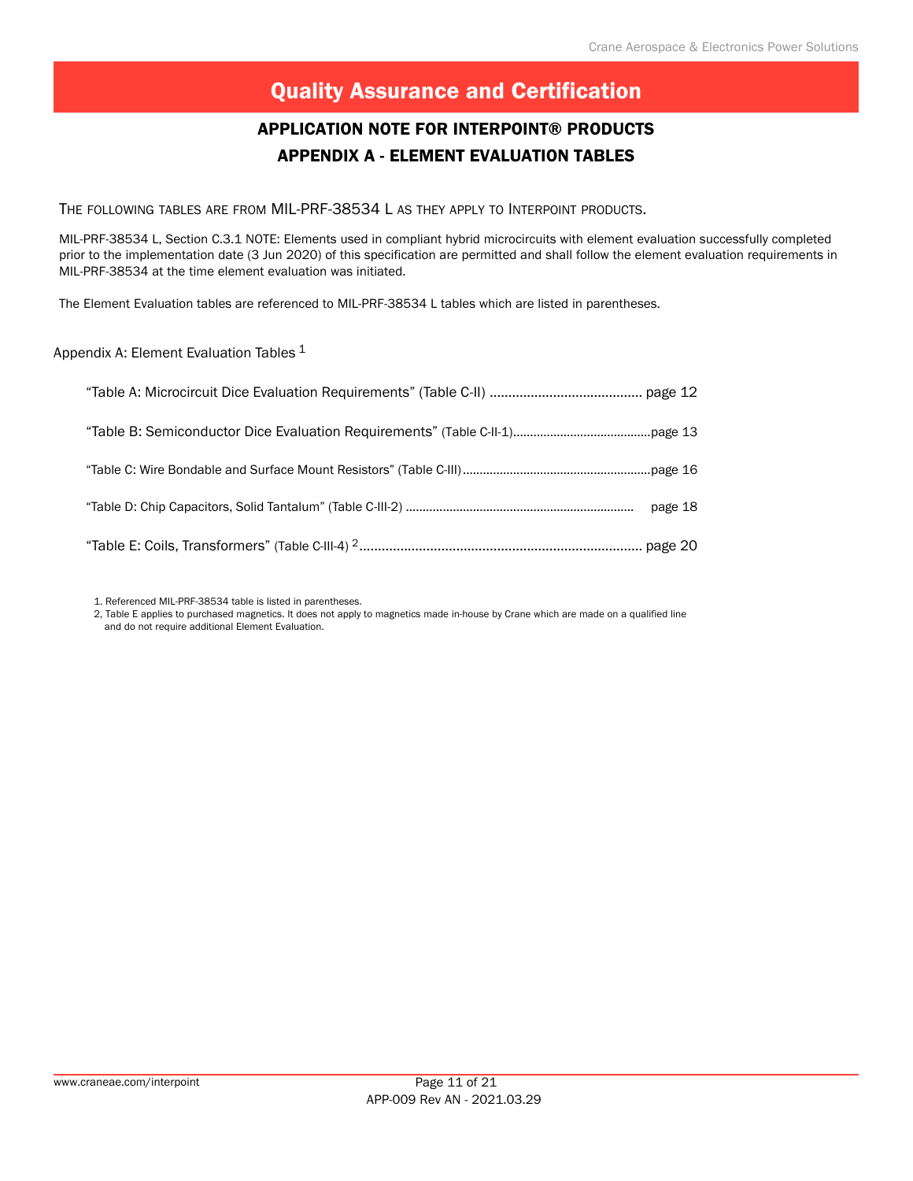# Quality Assurance and Certification

## APPLICATION NOTE FOR INTERPOINT® PRODUCTS

## APPENDIX A - ELEMENT EVALUATION TABLES

The following tables are from MIL-PRF-38534 L as they apply to Interpoint products.

MIL-PRF-38534 L, Section C.3.1 NOTE: Elements used in compliant hybrid microcircuits with element evaluation successfully completed prior to the implementation date (3 Jun 2020) of this specification are permitted and shall follow the element evaluation requirements in MIL-PRF-38534 at the time element evaluation was initiated.

The Element Evaluation tables are referenced to MIL-PRF-38534 L tables which are listed in parentheses.

Appendix A: Element Evaluation Tables [1]

- "Table A: Microcircuit Dice Evaluation Requirements" (Table C-II) ........................................ page 12
- "Table B: Semiconductor Dice Evaluation Requirements" (Table C-II-1)........................................page 13
- "Table C: Wire Bondable and Surface Mount Resistors" (Table C-III).......................................................page 16
- "Table D: Chip Capacitors, Solid Tantalum" (Table C-III-2) .................................................................. page 18
- "Table E: Coils, Transformers" (Table C-III-4) [2]........................................................................... page 20

1. Referenced MIL-PRF-38534 table is listed in parentheses.
2. Table E applies to purchased magnetics. It does not apply to magnetics made in-house by Crane which are made on a qualified line and do not require additional Element Evaluation.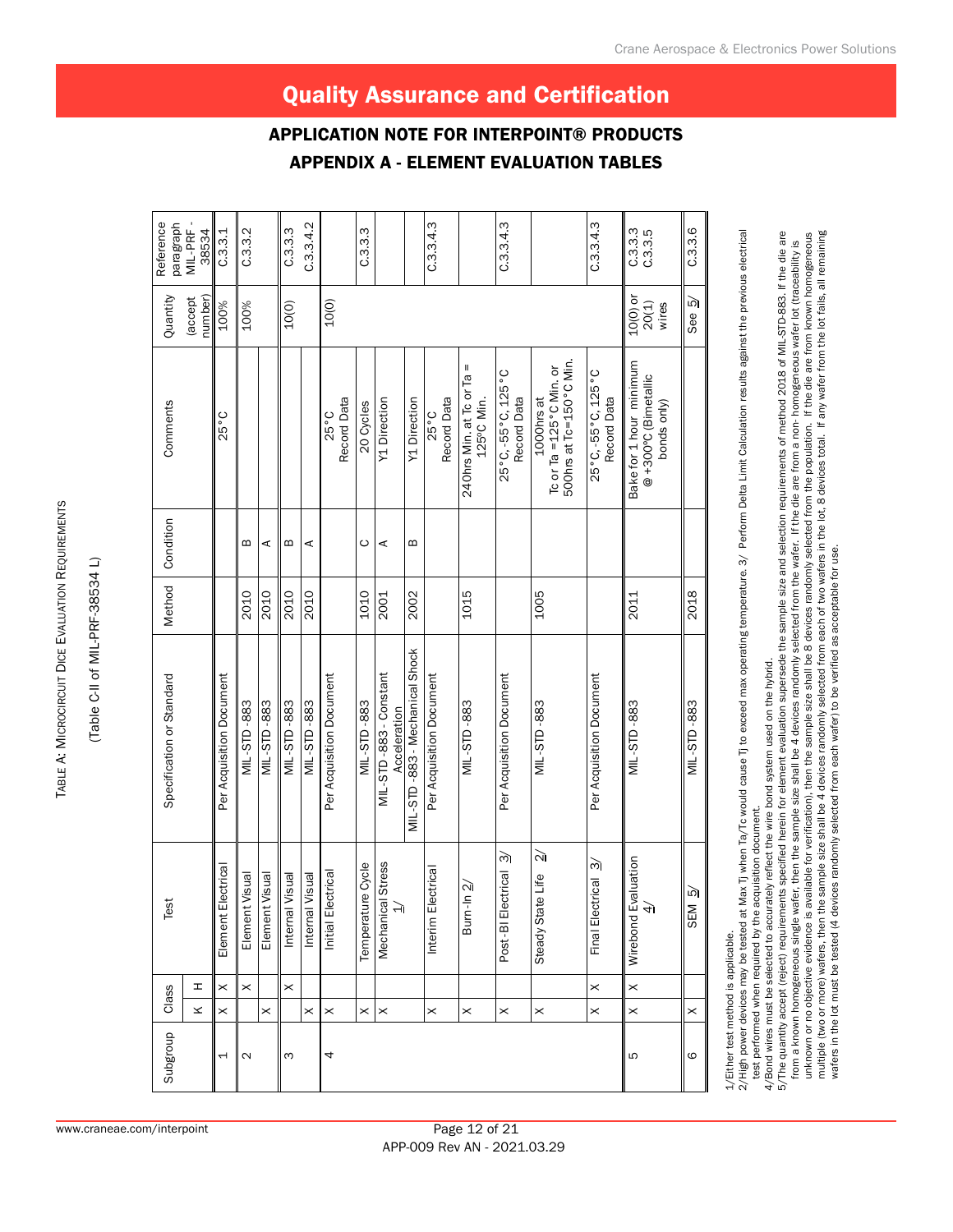# Quality Assurance and Certification

## APPLICATION NOTE FOR INTERPOINT® PRODUCTS

## APPENDIX A - ELEMENT EVALUATION TABLES

TABLE A: MICROCIRCUIT DICE EVALUATION REQUIREMENTS

(Table C-II of MIL-PRF-38534 L)

| Subgroup | Class K | Class H | Test | Specification or Standard | Method | Condition | Comments | Quantity (accept number) | Reference paragraph MIL-PRF-38534 |
|---|---|---|---|---|---|---|---|---|---|
| 1 | X | X | Element Electrical | Per Acquisition Document | | | 25°C | 100% | C.3.3.1 |
| 2 | | X | Element Visual | MIL-STD-883 | 2010 | B | | 100% | C.3.3.2 |
| | X | | Element Visual | MIL-STD-883 | 2010 | A | | | |
| 3 | | X | Internal Visual | MIL-STD-883 | 2010 | B | | 10(0) | C.3.3.3 |
| | X | | Internal Visual | MIL-STD-883 | 2010 | A | | | C.3.3.4.2 |
| 4 | X | | Initial Electrical | Per Acquisition Document | | | 25°C Record Data | 10(0) | |
| | X | | Temperature Cycle | MIL-STD-883 | 1010 | C | 20 Cycles | | C.3.3.3 |
| | X | | Mechanical Stress 1/ | MIL-STD-883 - Constant Acceleration | 2001 | A | Y1 Direction | | |
| | | | | MIL-STD-883 - Mechanical Shock | 2002 | B | Y1 Direction | | |
| | X | | Interim Electrical | Per Acquisition Document | | | 25°C Record Data | | C.3.3.4.3 |
| | X | | Burn-In 2/ | MIL-STD-883 | 1015 | | 240hrs Min. at Tc or Ta = 125ºC Min. | | |
| | X | | Post-BI Electrical 3/ | Per Acquisition Document | | | 25°C, -55°C, 125°C Record Data | | C.3.3.4.3 |
| | X | | Steady State Life 2/ | MIL-STD-883 | 1005 | | 1000hrs at Tc or Ta =125°C Min. or 500hrs at Tc=150°C Min. | | |
| | X | X | Final Electrical 3/ | Per Acquisition Document | | | 25°C, -55°C, 125°C Record Data | | C.3.3.4.3 |
| 5 | X | X | Wirebond Evaluation 4/ | MIL-STD-883 | 2011 | | Bake for 1 hour minimum @ +300ºC (Bimetallic bonds only) | 10(0) or 20(1) wires | C.3.3.3 C.3.3.5 |
| 6 | X | | SEM 5/ | MIL-STD-883 | 2018 | | | See 5/ | C.3.3.6 |

1/Either test method is applicable.

2/High power devices may be tested at Max Tj when Ta/Tc would cause Tj to exceed max operating temperature. 3/ Perform Delta Limit Calculation results against the previous electrical test performed when required by the acquisition document.

4/Bond wires must be selected to accurately reflect the wire bond system used on the hybrid.

5/The quantity accept (reject) requirements specified herein for element evaluation supersede the sample size and selection requirements of method 2018 of MIL-STD-883. If the die are from a known homogeneous single wafer, then the sample size shall be 4 devices randomly selected from the wafer. If the die are from a non- homogeneous wafer lot (traceability is unknown or no objective evidence is available for verification), then the sample size shall be 8 devices randomly selected from the population. If the die are from known homogeneous multiple (two or more) wafers, then the sample size shall be 4 devices randomly selected from each of two wafers in the lot, 8 devices total. If any wafer from the lot fails, all remaining wafers in the lot must be tested (4 devices randomly selected from each wafer) to be verified as acceptable for use.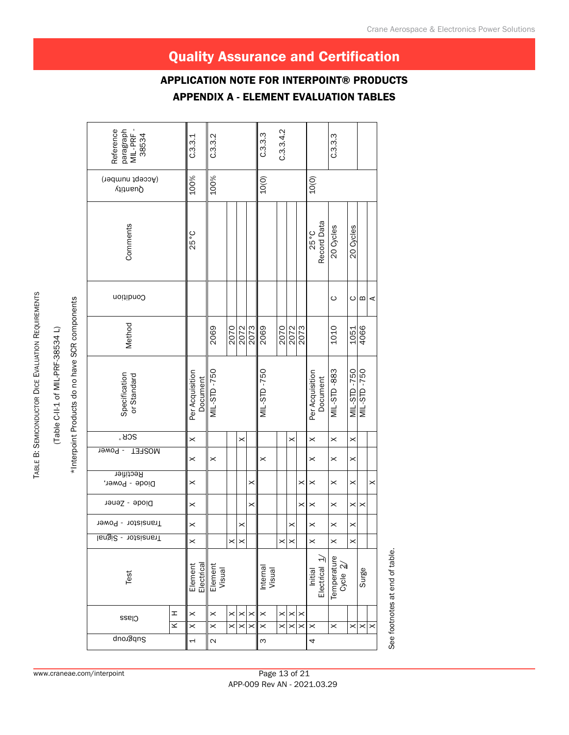# Quality Assurance and Certification

## APPLICATION NOTE FOR INTERPOINT® PRODUCTS

## APPENDIX A - ELEMENT EVALUATION TABLES

**TABLE B: SEMICONDUCTOR DICE EVALUATION REQUIREMENTS**

(Table C-II-1 of MIL-PRF-38534 L)

*Interpoint Products do no have SCR components

| Subgroup | Class K | Class H | Test | Transistor - Signal | Transistor - Power | Diode - Zener | Diode - Power, Rectifier | MOSFET - Power | SCR * | Specification or Standard | Method | Condition | Comments | Quantity (Accept number) | Reference paragraph MIL-PRF - 38534 |
|---|---|---|---|---|---|---|---|---|---|---|---|---|---|---|---|
| 1 | X | X | Element Electrical | X | X | X | X | X | X | Per Acquisition Document | | | 25 °C | 100% | C.3.3.1 |
| 2 | X | X | Element Visual | | | | | X | | MIL-STD -750 | 2069 | | | 100% | C.3.3.2 |
| | X | X | | X | | | | | | | 2070 | | | | |
| | X | X | | X | X | | | | X | | 2072 | | | | |
| | X | X | | | | X | X | | | | 2073 | | | | |
| 3 | X | X | Internal Visual | | | | | X | | MIL-STD -750 | 2069 | | | 10(0) | C.3.3.3 |
| | X | X | | X | | | | | | | 2070 | | | | C.3.3.4.2 |
| | X | X | | X | X | | | | X | | 2072 | | | | |
| | X | X | | | | X | X | | | | 2073 | | | | |
| 4 | X | | Initial Electrical 1/ | X | X | X | X | X | X | Per Acquisition Document | | | 25 °C Record Data | 10(0) | |
| | X | | Temperature Cycle 2/ | X | X | X | X | X | X | MIL-STD -883 | 1010 | C | 20 Cycles | | C.3.3.3 |
| | X | | Surge | X | X | X | X | X | X | MIL-STD -750 | 1051 | C | 20 Cycles | | |
| | X | | | | | X | | | | MIL-STD -750 | 4066 | B | | | |
| | X | | | | | | X | | | | | A | | | |

See footnotes at end of table.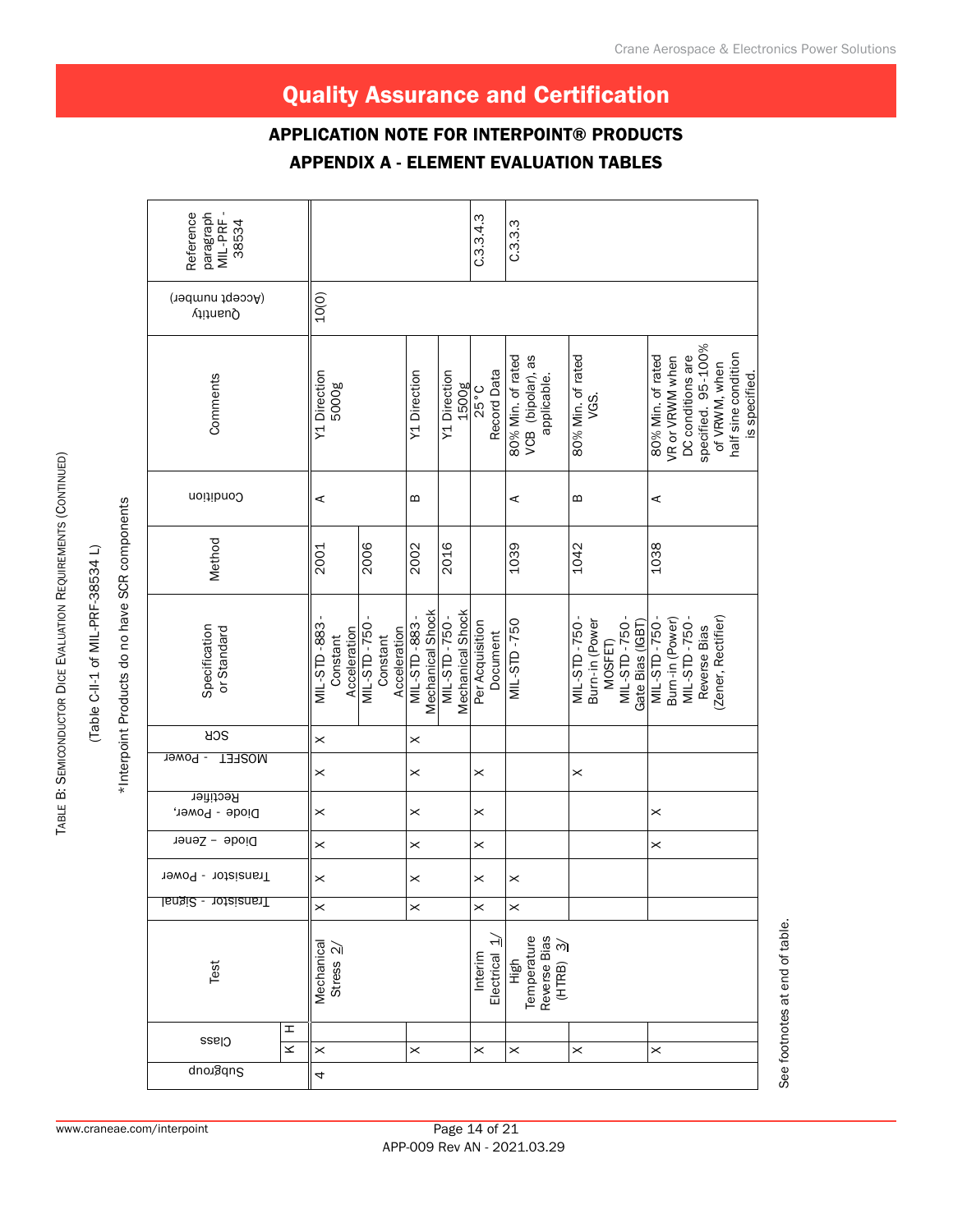## Quality Assurance and Certification

### APPLICATION NOTE FOR INTERPOINT® PRODUCTS

### APPENDIX A - ELEMENT EVALUATION TABLES

TABLE B: SEMICONDUCTOR DICE EVALUATION REQUIREMENTS (CONTINUED)

(Table C-II-1 of MIL-PRF-38534 L)

*Interpoint Products do no have SCR components

| Subgroup | Class K | Class H | Test | Transistor - Signal | Transistor - Power | Diode – Zener | Diode - Power, Rectifier | MOSFET - Power | SCR | Specification or Standard | Method | Condition | Comments | Quantity (Accept number) | Reference paragraph MIL-PRF-38534 |
|---|---|---|---|---|---|---|---|---|---|---|---|---|---|---|---|
| 4 | X | | Mechanical Stress 2/ | X | X | X | X | X | X | MIL-STD-883 - Constant Acceleration | 2001 | A | Y1 Direction 5000g | 10(0) | |
| | | | | | | | | | | MIL-STD-750 - Constant Acceleration | 2006 | | | | |
| | X | | | X | X | X | X | X | X | MIL-STD-883 - Mechanical Shock | 2002 | B | Y1 Direction | | |
| | | | | | | | | | | MIL-STD-750 - Mechanical Shock | 2016 | | Y1 Direction 1500g | | |
| | X | | Interim Electrical 1/ | X | X | X | X | X | | Per Acquisition Document | | | 25°C Record Data | | C.3.3.4.3 |
| | X | | High Temperature Reverse Bias (HTRB) 3/ | X | X | | | | | MIL-STD-750 | 1039 | A | 80% Min. of rated VCB (bipolar), as applicable. | | C.3.3.3 |
| | X | | | | | | | X | | MIL-STD-750 - Burn-in (Power MOSFET) MIL-STD-750 - Gate Bias (IGBT) | 1042 | B | 80% Min. of rated VGS. | | |
| | X | | | | | X | X | | | MIL-STD-750 - Burn-in (Power) MIL-STD-750 - Reverse Bias (Zener, Rectifier) | 1038 | A | 80% Min. of rated VR or VRWM when DC conditions are specified. 95-100% of VRWM, when half sine condition is specified. | | |

See footnotes at end of table.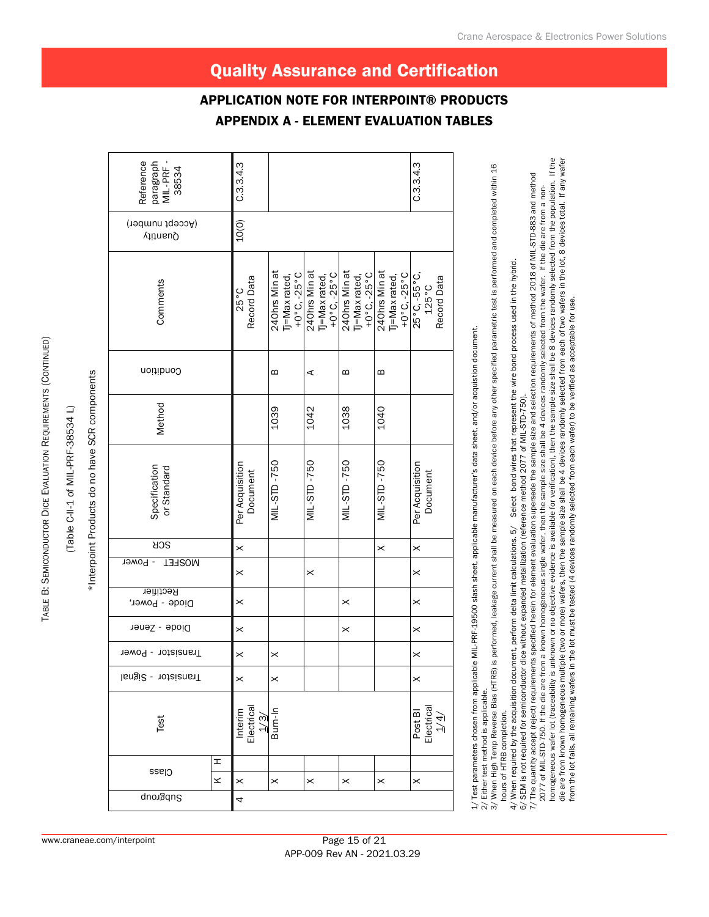# Quality Assurance and Certification

## APPLICATION NOTE FOR INTERPOINT® PRODUCTS

## APPENDIX A - ELEMENT EVALUATION TABLES

TABLE B: SEMICONDUCTOR DICE EVALUATION REQUIREMENTS (CONTINUED)

(Table C-II-1 of MIL-PRF-38534 L)

*Interpoint Products do no have SCR components

| Subgroup | Class K | Class H | Test | Transistor - Signal | Transistor - Power | Diode - Zener | Diode - Power, Rectifier | MOSFET - Power | SCR | Specification or Standard | Method | Condition | Comments | Quantity (Accept number) | Reference paragraph MIL-PRF-38534 |
|---|---|---|---|---|---|---|---|---|---|---|---|---|---|---|---|
| 4 | X | | Interim Electrical 1/ 3/ | X | X | X | X | X | X | Per Acquisition Document | | | 25°C Record Data | 10(0) | C.3.3.4.3 |
| | X | | Burn-In | X | X | | | | | MIL-STD-750 | 1039 | B | 240hrs Min at Tj=Max rated, +0°C, -25°C | | |
| | X | | | | | | | X | | MIL-STD-750 | 1042 | A | 240hrs Min at Tj=Max rated, +0°C, -25°C | | |
| | X | | | | | X | X | | | MIL-STD-750 | 1038 | B | 240hrs Min at Tj=Max rated, +0°C, -25°C | | |
| | X | | | | | | | | X | MIL-STD-750 | 1040 | B | 240hrs Min at Tj=Max rated, +0°C, -25°C | | |
| | X | | Post BI Electrical 1/ 4/ | X | X | X | X | X | X | Per Acquisition Document | | | 25°C, -55°C, 125°C Record Data | | C.3.3.4.3 |

1/ Test parameters chosen from applicable MIL-PRF-19500 slash sheet, applicable manufacturer's data sheet, and/or acquistion document.
2/ Either test method is applicable.
3/ When High Temp Reverse Bias (HTRB) is performed, leakage current shall be measured on each device before any other specified parametric test is performed and completed within 16 hours of HTRB completion.
4/ When required by the acquisition document, perform delta limit calculations. 5/ Select bond wires that represent the wire bond process used in the hybrid.
6/ SEM is not required for semiconductor dice without expanded metallization (reference method 2077 of MIL-STD-750).
7/ The quantity accept (reject) requirements specified herein for element evaluation supersede the sample size and selection requirements of method 2018 of MIL-STD-883 and method 2077 of MIL-STD-750. If the die are from a known homogeneous single wafer, then the sample size shall be 4 devices randomly selected from the wafer. If the die are from a non-homogeneous wafer lot (traceability is unknown or no objective evidence is available for verification), then the sample size shall be 8 devices randomly selected from the population. If the die are from known homogeneous multiple (two or more) wafers, then the sample size shall be 4 devices randomly selected from each of two wafers in the lot, 8 devices total. If any wafer from the lot fails, all remaining wafers in the lot must be tested (4 devices randomly selected from each wafer) to be verified as acceptable for use.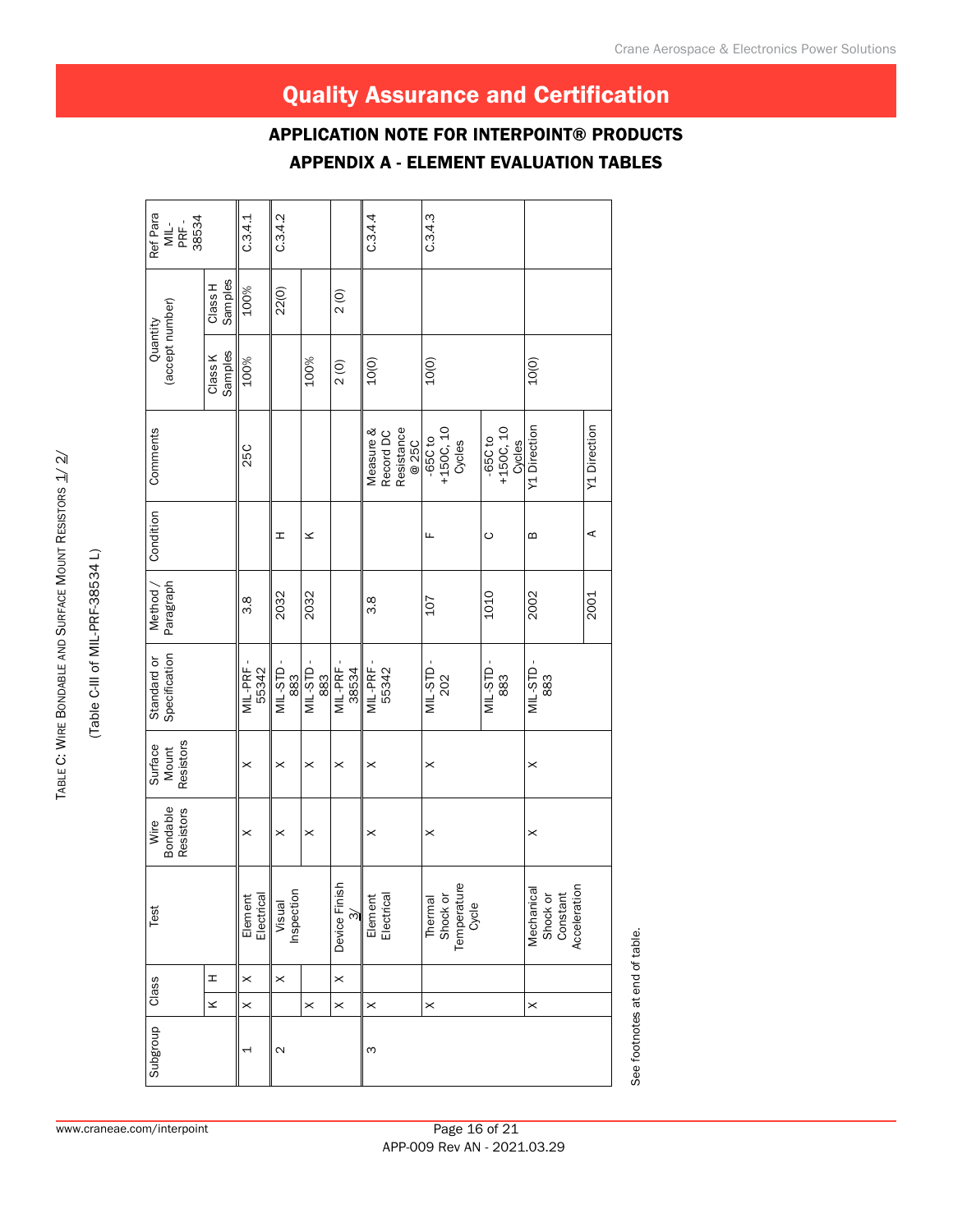# Quality Assurance and Certification

## APPLICATION NOTE FOR INTERPOINT® PRODUCTS

## APPENDIX A - ELEMENT EVALUATION TABLES

TABLE C: WIRE BONDABLE AND SURFACE MOUNT RESISTORS 1/ 2/

(Table C-III of MIL-PRF-38534 L)

| Subgroup | Class K | Class H | Test | Wire Bondable Resistors | Surface Mount Resistors | Standard or Specification | Method / Paragraph | Condition | Comments | Quantity (accept number) Class K Samples | Quantity (accept number) Class H Samples | Ref Para MIL-PRF-38534 |
|---|---|---|---|---|---|---|---|---|---|---|---|---|
| 1 | X | X | Element Electrical | X | X | MIL-PRF-55342 | 3.8 | | 25C | 100% | 100% | C.3.4.1 |
| 2 | | X | Visual Inspection | X | X | MIL-STD-883 | 2032 | H | | | 22(0) | C.3.4.2 |
| | X | | | X | X | MIL-STD-883 | 2032 | K | | 100% | | |
| | X | X | Device Finish 3/ | | X | MIL-PRF-38534 | | | | 2 (0) | 2 (0) | |
| 3 | X | | Element Electrical | X | X | MIL-PRF-55342 | 3.8 | | Measure & Record DC Resistance @ 25C | 10(0) | | C.3.4.4 |
| | X | | Thermal Shock or Temperature Cycle | X | X | MIL-STD-202 | 107 | F | -65C to +150C, 10 Cycles | 10(0) | | C.3.4.3 |
| | | | | | | MIL-STD-883 | 1010 | C | -65C to +150C, 10 Cycles | | | |
| | X | | Mechanical Shock or Constant Acceleration | X | X | MIL-STD-883 | 2002 | B | Y1 Direction | 10(0) | | |
| | | | | | | | 2001 | A | Y1 Direction | | | |

See footnotes at end of table.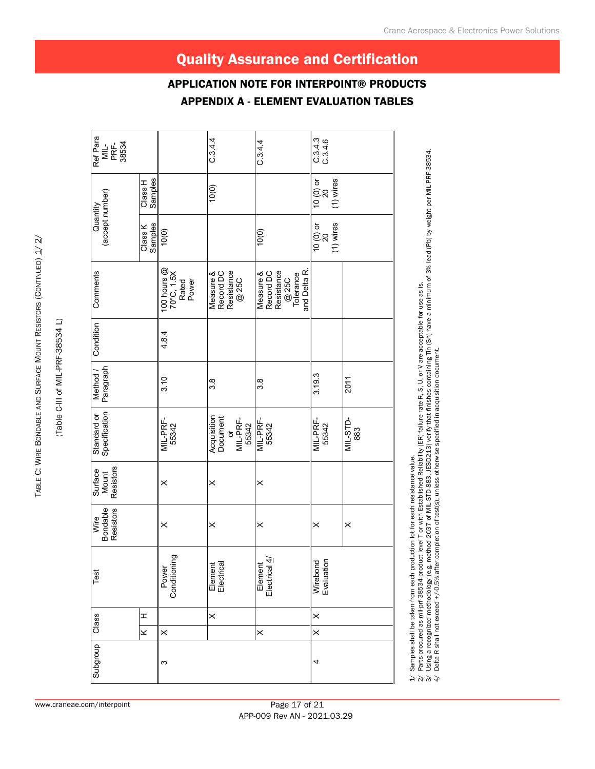# Quality Assurance and Certification

## APPLICATION NOTE FOR INTERPOINT® PRODUCTS

## APPENDIX A - ELEMENT EVALUATION TABLES

TABLE C: WIRE BONDABLE AND SURFACE MOUNT RESISTORS (CONTINUED) 1/ 2/

(Table C-III of MIL-PRF-38534 L)

| Subgroup | Class | | Test | Wire Bondable Resistors | Surface Mount Resistors | Standard or Specification | Method / Paragraph | Condition | Comments | Quantity (accept number) | | Ref Para MIL-PRF-38534 |
|---|---|---|---|---|---|---|---|---|---|---|---|---|
| | K | H | | | | | | | | Class K Samples | Class H Samples | |
| 3 | X | | Power Conditioning | X | X | MIL-PRF-55342 | 3.10 | 4.8.4 | 100 hours @ 70°C, 1.5X Rated Power | 10(0) | | |
| | | X | Element Electrical | X | X | Acquisition Document or MIL-PRF-55342 | 3.8 | | Measure & Record DC Resistance @ 25C | | 10(0) | C.3.4.4 |
| | X | | Element Electrical 4/ | X | X | MIL-PRF-55342 | 3.8 | | Measure & Record DC Resistance @ 25C Tolerance and Delta R. | 10(0) | | C.3.4.4 |
| 4 | X | X | Wirebond Evaluation | X | | MIL-PRF-55342 | 3.19.3 | | | 10 (0) or 20 (1) wires | 10 (0) or 20 (1) wires | C.3.4.3 C.3.4.6 |
| | | | | X | | MIL-STD-883 | 2011 | | | | | |

1/ Samples shall be taken from each production lot for each resistance value.
2/ Parts procured as mil-prf-38534 product level T or with Established Reliability (ER) failure rate R, S, U, or V are acceptable for use as is.
3/ Using a recognized methodology (e.g. method 2037 of MIL-STD-883, JESD213) verify that finishes containing Tin (Sn) have a minimum of 3% lead (Pb) by weight per MIL-PRF-38534.
4/ Delta R shall not exceed +/-0.5% after completion of test(s), unless otherwise specified in acquisition document.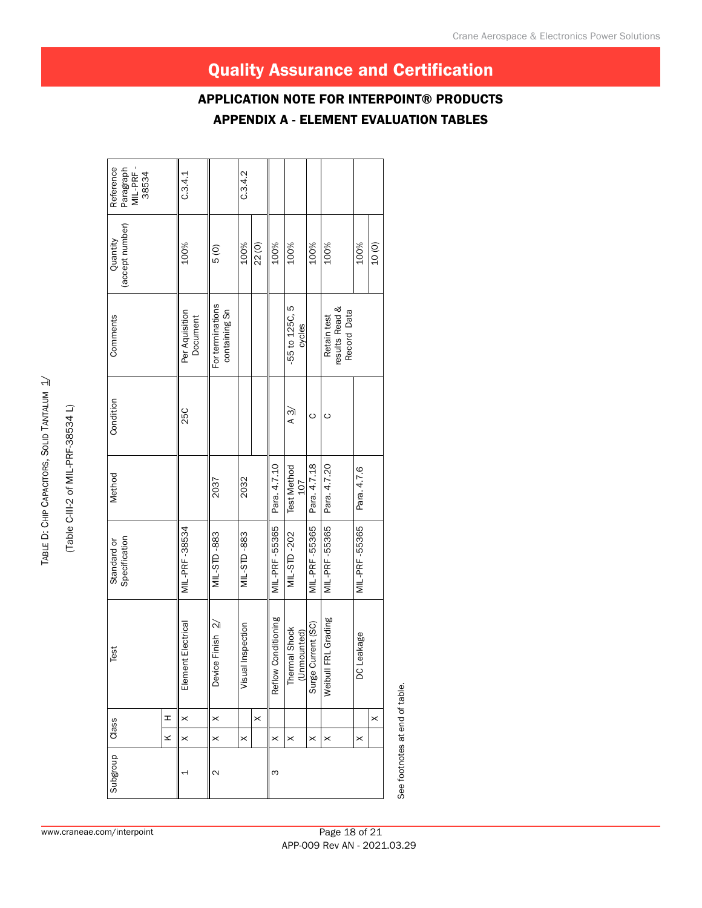# Quality Assurance and Certification

## APPLICATION NOTE FOR INTERPOINT® PRODUCTS

## APPENDIX A - ELEMENT EVALUATION TABLES

TABLE D: CHIP CAPACITORS, SOLID TANTALUM 1/

(Table C-III-2 of MIL-PRF-38534 L)

| Subgroup | Class K | Class H | Test | Standard or Specification | Method | Condition | Comments | Quantity (accept number) | Reference Paragraph MIL-PRF-38534 |
|---|---|---|---|---|---|---|---|---|---|
| 1 | X | X | Element Electrical | MIL-PRF-38534 | | 25C | Per Aquisition Document | 100% | C.3.4.1 |
| 2 | X | X | Device Finish 2/ | MIL-STD-883 | 2037 | | For terminations containing Sn | 5 (0) | |
| | X | | Visual Inspection | MIL-STD-883 | 2032 | | | 100% | C.3.4.2 |
| | | X | | | | | | 22 (0) | |
| 3 | X | | Reflow Conditioning | MIL-PRF-55365 | Para. 4.7.10 | | | 100% | |
| | X | | Thermal Shock (Unmounted) | MIL-STD-202 | Test Method 107 | A 3/ | -55 to 125C, 5 cycles | 100% | |
| | X | | Surge Current (SC) | MIL-PRF-55365 | Para. 4.7.18 | C | | 100% | |
| | X | | Weibull FRL Grading | MIL-PRF-55365 | Para. 4.7.20 | C | Retain test results Read & Record Data | 100% | |
| | X | | DC Leakage | MIL-PRF-55365 | Para. 4.7.6 | | | 100% | |
| | | X | | | | | | 10 (0) | |

See footnotes at end of table.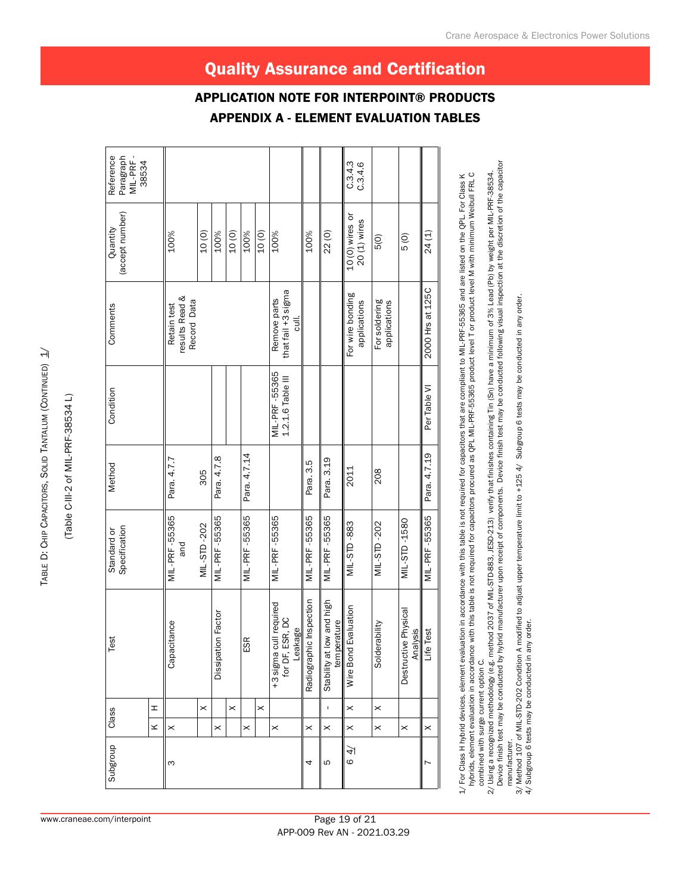# Quality Assurance and Certification

## APPLICATION NOTE FOR INTERPOINT® PRODUCTS

## APPENDIX A - ELEMENT EVALUATION TABLES

TABLE D: CHIP CAPACITORS, SOLID TANTALUM (CONTINUED) 1/

(Table C-III-2 of MIL-PRF-38534 L)

| Subgroup | Class K | Class H | Test | Standard or Specification | Method | Condition | Comments | Quantity (accept number) | Reference Paragraph MIL-PRF-38534 |
|---|---|---|---|---|---|---|---|---|---|
| 3 | X | | Capacitance | MIL-PRF-55365 and | Para. 4.7.7 | | Retain test results Read & Record Data | 100% | |
| | | X | | MIL-STD-202 | 305 | | | 10 (0) | |
| | X | | Dissipation Factor | MIL-PRF-55365 | Para. 4.7.8 | | | 100% | |
| | | X | | | | | | 10 (0) | |
| | X | | ESR | MIL-PRF-55365 | Para. 4.7.14 | | | 100% | |
| | | X | | | | | | 10 (0) | |
| | X | | +3 sigma cull required for DF, ESR, DC Leakage | MIL-PRF-55365 | | MIL-PRF-55365 1.2.1.6 Table III | Remove parts that fail +3 sigma cull. | 100% | |
| 4 | X | | Radiographic Inspection | MIL-PRF-55365 | Para. 3.5 | | | 100% | |
| 5 | X | - | Stability at low and high temperature | MIL-PRF-55365 | Para. 3.19 | | | 22 (0) | |
| 6 4/ | X | X | Wire Bond Evaluation | MIL-STD-883 | 2011 | | For wire bonding applications | 10 (0) wires or 20 (1) wires | C.3.4.3 C.3.4.6 |
| | X | X | Solderability | MIL-STD-202 | 208 | | For soldering applications | 5(0) | |
| | X | | Destructive Physical Analysis | MIL-STD-1580 | | | | 5 (0) | |
| 7 | X | | Life Test | MIL-PRF-55365 | Para. 4.7.19 | Per Table VI | 2000 Hrs at 125C | 24 (1) | |

1/ For Class H hybrid devices, element evaluation in accordance with this table is not required for capacitors that are compliant to MIL-PRF-55365 and are listed on the QPL. For Class K hybrids, element evaluation in accordance with this table is not required for capacitors procured as QPL MIL-PRF-55365 product level T or product level M with minimum Weibull FRL C combined with surge current option C.

2/ Using a recognized methodology (e.g., method 2037 of MIL-STD-883, JESD-213) verify that finishes containing Tin (Sn) have a minimum of 3% Lead (Pb) by weight per MIL-PRF-38534. Device finish test may be conducted by hybrid manufacturer upon receipt of components. Device finish test may be conducted following visual inspection at the discretion of the capacitor manufacturer.

3/ Method 107 of MIL-STD-202 Condition A modified to adjust upper temperature limit to +125 4/ Subgroup 6 tests may be conducted in any order.

4/ Subgroup 6 tests may be conducted in any order.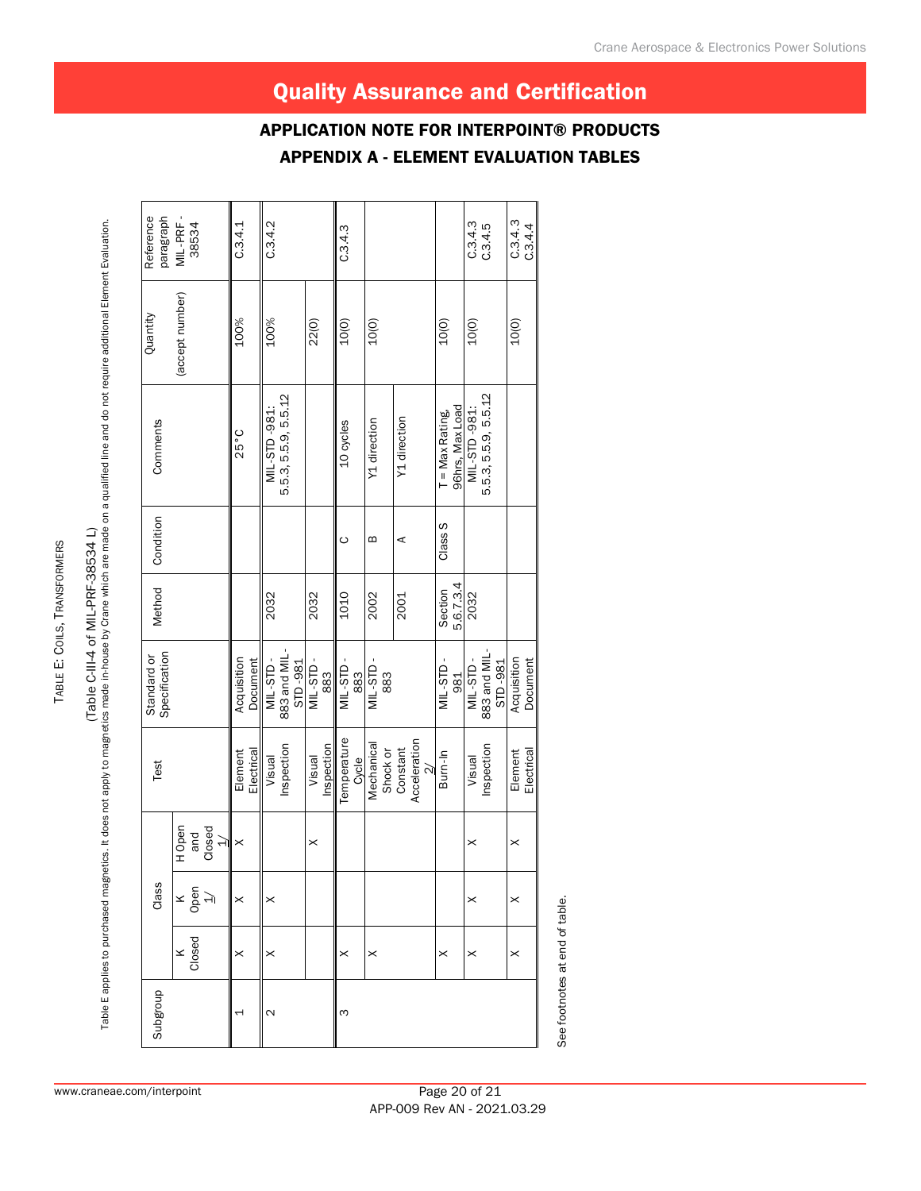# Quality Assurance and Certification

## APPLICATION NOTE FOR INTERPOINT® PRODUCTS

## APPENDIX A - ELEMENT EVALUATION TABLES

TABLE E: COILS, TRANSFORMERS

(Table C-III-4 of MIL-PRF-38534 L)

Table E applies to purchased magnetics. It does not apply to magnetics made in-house by Crane which are made on a qualified line and do not require additional Element Evaluation.

| Subgroup | Class | | | Test | Standard or Specification | Method | Condition | Comments | Quantity (accept number) | Reference paragraph MIL-PRF-38534 |
|---|---|---|---|---|---|---|---|---|---|---|
| | K Closed | K Open 1/ | H Open and Closed 1/ | | | | | | | |
| 1 | X | X | X | Element Electrical | Acquisition Document | | | 25°C | 100% | C.3.4.1 |
| 2 | X | X | | Visual Inspection | MIL-STD-883 and MIL-STD-981 | 2032 | | MIL-STD-981: 5.5.3, 5.5.9, 5.5.12 | 100% | C.3.4.2 |
| | | | X | Visual Inspection | MIL-STD-883 | 2032 | | | 22(0) | |
| 3 | X | | | Temperature Cycle | MIL-STD-883 | 1010 | C | 10 cycles | 10(0) | C.3.4.3 |
| | X | | | Mechanical Shock or Constant Acceleration 2/ | MIL-STD-883 | 2002 | B | Y1 direction | 10(0) | |
| | | | | | | 2001 | A | Y1 direction | | |
| | X | | | Burn-In | MIL-STD-981 | Section 5.6.7.3.4 | Class S | T = Max Rating, 96hrs, Max Load | 10(0) | |
| | X | X | X | Visual Inspection | MIL-STD-883 and MIL-STD-981 | 2032 | | MIL-STD-981: 5.5.3, 5.5.9, 5.5.12 | 10(0) | C.3.4.3 C.3.4.5 |
| | X | X | X | Element Electrical | Acquisition Document | | | | 10(0) | C.3.4.3 C.3.4.4 |

See footnotes at end of table.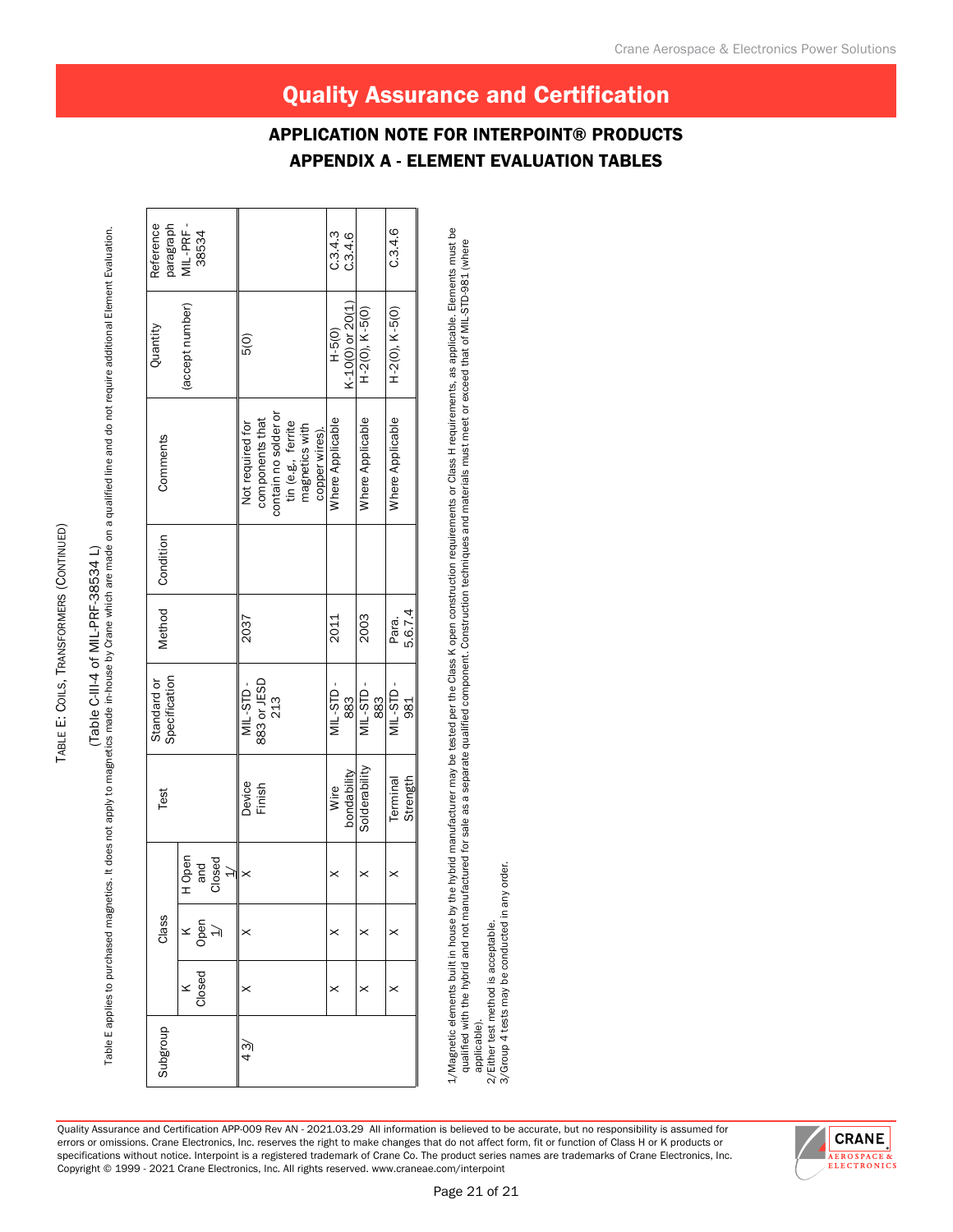# Quality Assurance and Certification

## APPLICATION NOTE FOR INTERPOINT® PRODUCTS

## APPENDIX A - ELEMENT EVALUATION TABLES

TABLE E: COILS, TRANSFORMERS (CONTINUED)

(Table C-III-4 of MIL-PRF-38534 L)

Table E applies to purchased magnetics. It does not apply to magnetics made in-house by Crane which are made on a qualified line and do not require additional Element Evaluation.

| Subgroup | Class | | | Test | Standard or Specification | Method | Condition | Comments | Quantity (accept number) | Reference paragraph MIL-PRF-38534 |
|---|---|---|---|---|---|---|---|---|---|---|
| | K Closed | K Open 1/ | H Open and Closed 1/ | | | | | | | |
| 4 3/ | X | X | X | Device Finish | MIL-STD-883 or JESD 213 | 2037 | | Not required for components that contain no solder or tin (e.g., ferrite magnetics with copper wires). | 5(0) | |
| | X | X | X | Wire bondability | MIL-STD-883 | 2011 | | Where Applicable | H-5(0) K-10(0) or 20(1) | C.3.4.3 C.3.4.6 |
| | X | X | X | Solderability | MIL-STD-883 | 2003 | | Where Applicable | H-2(0), K-5(0) | |
| | X | X | X | Terminal Strength | MIL-STD-981 | Para. 5.6.7.4 | | Where Applicable | H-2(0), K-5(0) | C.3.4.6 |

1/Magnetic elements built in house by the hybrid manufacturer may be tested per the Class K open construction requirements or Class H requirements, as applicable. Elements must be qualified with the hybrid and not manufactured for sale as a separate qualified component. Construction techniques and materials must meet or exceed that of MIL-STD-981 (where applicable).

2/Either test method is acceptable.

3/Group 4 tests may be conducted in any order.

Quality Assurance and Certification APP-009 Rev AN - 2021.03.29 All information is believed to be accurate, but no responsibility is assumed for errors or omissions. Crane Electronics, Inc. reserves the right to make changes that do not affect form, fit or function of Class H or K products or specifications without notice. Interpoint is a registered trademark of Crane Co. The product series names are trademarks of Crane Electronics, Inc. Copyright © 1999 - 2021 Crane Electronics, Inc. All rights reserved. www.craneae.com/interpoint